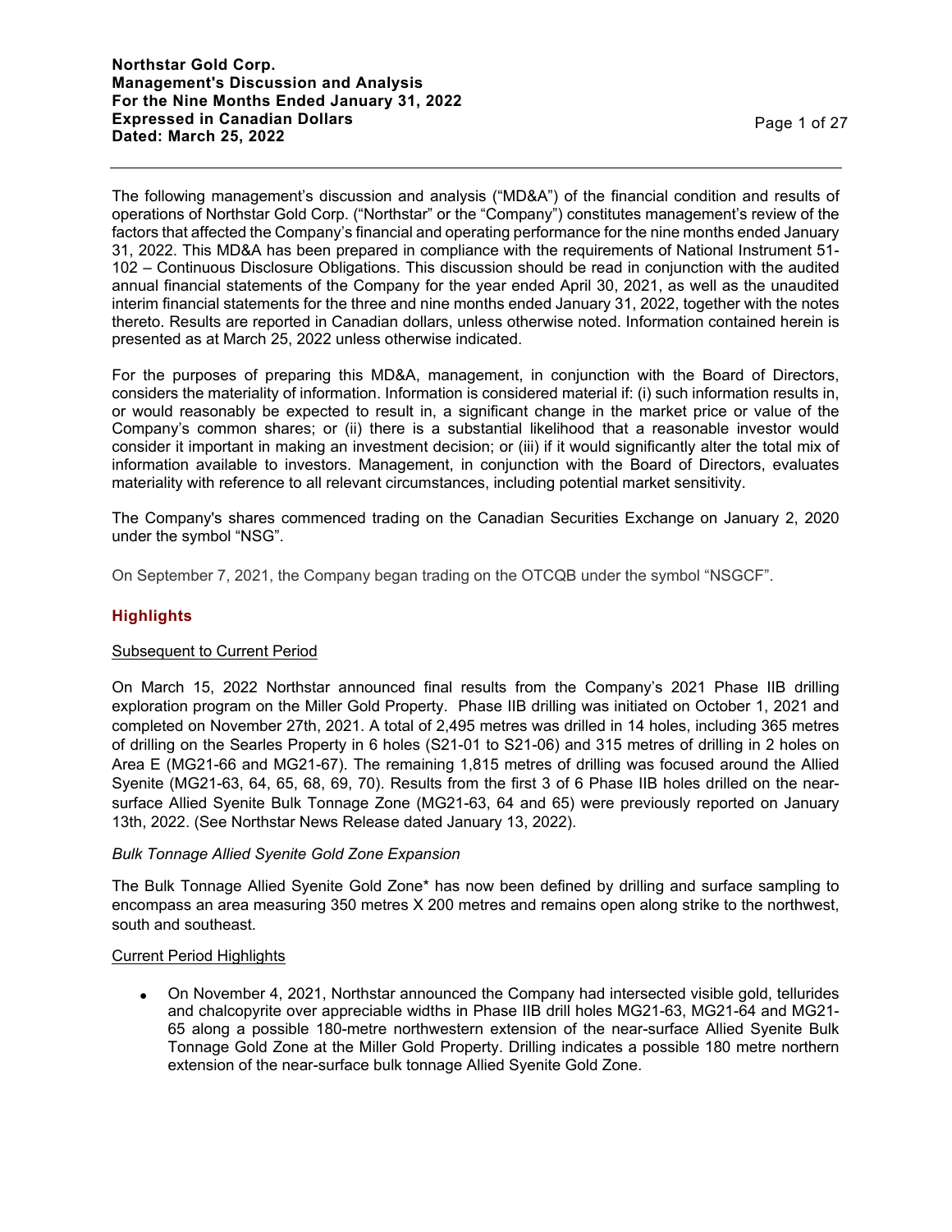**Northstar Gold Corp.**
**Management's Discussion and Analysis**
**For the Nine Months Ended January 31, 2022**
**Expressed in Canadian Dollars**
**Dated: March 25, 2022**

The following management's discussion and analysis ("MD&A") of the financial condition and results of operations of Northstar Gold Corp. ("Northstar" or the "Company") constitutes management's review of the factors that affected the Company's financial and operating performance for the nine months ended January 31, 2022. This MD&A has been prepared in compliance with the requirements of National Instrument 51-102 – Continuous Disclosure Obligations. This discussion should be read in conjunction with the audited annual financial statements of the Company for the year ended April 30, 2021, as well as the unaudited interim financial statements for the three and nine months ended January 31, 2022, together with the notes thereto. Results are reported in Canadian dollars, unless otherwise noted. Information contained herein is presented as at March 25, 2022 unless otherwise indicated.

For the purposes of preparing this MD&A, management, in conjunction with the Board of Directors, considers the materiality of information. Information is considered material if: (i) such information results in, or would reasonably be expected to result in, a significant change in the market price or value of the Company's common shares; or (ii) there is a substantial likelihood that a reasonable investor would consider it important in making an investment decision; or (iii) if it would significantly alter the total mix of information available to investors. Management, in conjunction with the Board of Directors, evaluates materiality with reference to all relevant circumstances, including potential market sensitivity.

The Company's shares commenced trading on the Canadian Securities Exchange on January 2, 2020 under the symbol "NSG".

On September 7, 2021, the Company began trading on the OTCQB under the symbol "NSGCF".

## Highlights

Subsequent to Current Period

On March 15, 2022 Northstar announced final results from the Company's 2021 Phase IIB drilling exploration program on the Miller Gold Property. Phase IIB drilling was initiated on October 1, 2021 and completed on November 27th, 2021. A total of 2,495 metres was drilled in 14 holes, including 365 metres of drilling on the Searles Property in 6 holes (S21-01 to S21-06) and 315 metres of drilling in 2 holes on Area E (MG21-66 and MG21-67). The remaining 1,815 metres of drilling was focused around the Allied Syenite (MG21-63, 64, 65, 68, 69, 70). Results from the first 3 of 6 Phase IIB holes drilled on the near-surface Allied Syenite Bulk Tonnage Zone (MG21-63, 64 and 65) were previously reported on January 13th, 2022. (See Northstar News Release dated January 13, 2022).

*Bulk Tonnage Allied Syenite Gold Zone Expansion*

The Bulk Tonnage Allied Syenite Gold Zone* has now been defined by drilling and surface sampling to encompass an area measuring 350 metres X 200 metres and remains open along strike to the northwest, south and southeast.

Current Period Highlights

- On November 4, 2021, Northstar announced the Company had intersected visible gold, tellurides and chalcopyrite over appreciable widths in Phase IIB drill holes MG21-63, MG21-64 and MG21-65 along a possible 180-metre northwestern extension of the near-surface Allied Syenite Bulk Tonnage Gold Zone at the Miller Gold Property. Drilling indicates a possible 180 metre northern extension of the near-surface bulk tonnage Allied Syenite Gold Zone.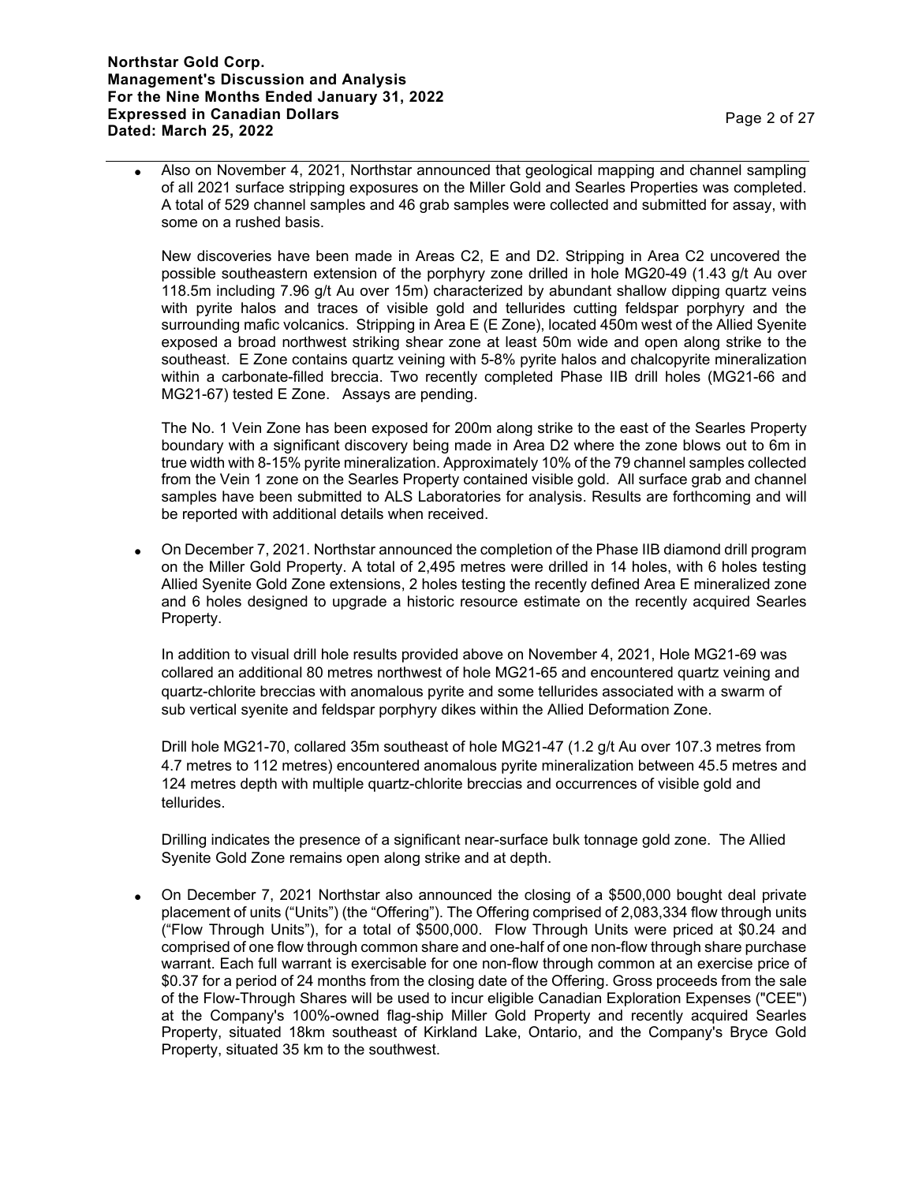- Also on November 4, 2021, Northstar announced that geological mapping and channel sampling of all 2021 surface stripping exposures on the Miller Gold and Searles Properties was completed. A total of 529 channel samples and 46 grab samples were collected and submitted for assay, with some on a rushed basis.

  New discoveries have been made in Areas C2, E and D2. Stripping in Area C2 uncovered the possible southeastern extension of the porphyry zone drilled in hole MG20-49 (1.43 g/t Au over 118.5m including 7.96 g/t Au over 15m) characterized by abundant shallow dipping quartz veins with pyrite halos and traces of visible gold and tellurides cutting feldspar porphyry and the surrounding mafic volcanics. Stripping in Area E (E Zone), located 450m west of the Allied Syenite exposed a broad northwest striking shear zone at least 50m wide and open along strike to the southeast. E Zone contains quartz veining with 5-8% pyrite halos and chalcopyrite mineralization within a carbonate-filled breccia. Two recently completed Phase IIB drill holes (MG21-66 and MG21-67) tested E Zone. Assays are pending.

  The No. 1 Vein Zone has been exposed for 200m along strike to the east of the Searles Property boundary with a significant discovery being made in Area D2 where the zone blows out to 6m in true width with 8-15% pyrite mineralization. Approximately 10% of the 79 channel samples collected from the Vein 1 zone on the Searles Property contained visible gold. All surface grab and channel samples have been submitted to ALS Laboratories for analysis. Results are forthcoming and will be reported with additional details when received.

- On December 7, 2021. Northstar announced the completion of the Phase IIB diamond drill program on the Miller Gold Property. A total of 2,495 metres were drilled in 14 holes, with 6 holes testing Allied Syenite Gold Zone extensions, 2 holes testing the recently defined Area E mineralized zone and 6 holes designed to upgrade a historic resource estimate on the recently acquired Searles Property.

  In addition to visual drill hole results provided above on November 4, 2021, Hole MG21-69 was collared an additional 80 metres northwest of hole MG21-65 and encountered quartz veining and quartz-chlorite breccias with anomalous pyrite and some tellurides associated with a swarm of sub vertical syenite and feldspar porphyry dikes within the Allied Deformation Zone.

  Drill hole MG21-70, collared 35m southeast of hole MG21-47 (1.2 g/t Au over 107.3 metres from 4.7 metres to 112 metres) encountered anomalous pyrite mineralization between 45.5 metres and 124 metres depth with multiple quartz-chlorite breccias and occurrences of visible gold and tellurides.

  Drilling indicates the presence of a significant near-surface bulk tonnage gold zone. The Allied Syenite Gold Zone remains open along strike and at depth.

- On December 7, 2021 Northstar also announced the closing of a $500,000 bought deal private placement of units ("Units") (the "Offering"). The Offering comprised of 2,083,334 flow through units ("Flow Through Units"), for a total of $500,000. Flow Through Units were priced at $0.24 and comprised of one flow through common share and one-half of one non-flow through share purchase warrant. Each full warrant is exercisable for one non-flow through common at an exercise price of $0.37 for a period of 24 months from the closing date of the Offering. Gross proceeds from the sale of the Flow-Through Shares will be used to incur eligible Canadian Exploration Expenses ("CEE") at the Company's 100%-owned flag-ship Miller Gold Property and recently acquired Searles Property, situated 18km southeast of Kirkland Lake, Ontario, and the Company's Bryce Gold Property, situated 35 km to the southwest.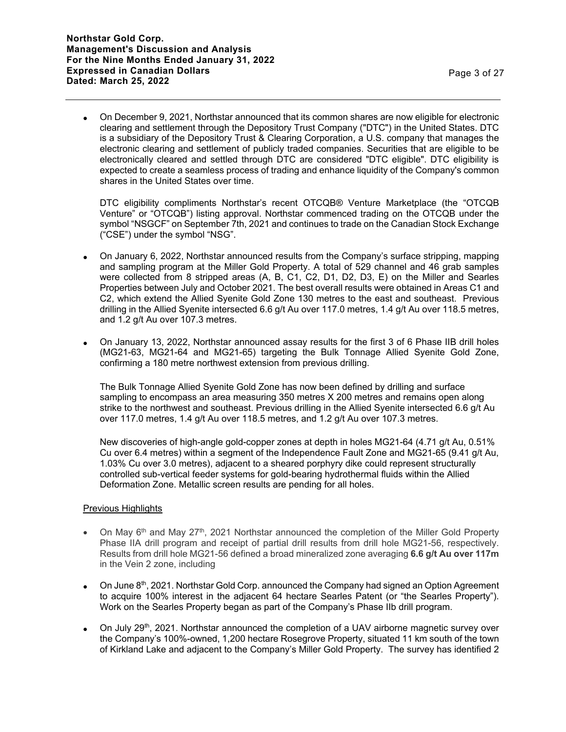- On December 9, 2021, Northstar announced that its common shares are now eligible for electronic clearing and settlement through the Depository Trust Company ("DTC") in the United States. DTC is a subsidiary of the Depository Trust & Clearing Corporation, a U.S. company that manages the electronic clearing and settlement of publicly traded companies. Securities that are eligible to be electronically cleared and settled through DTC are considered "DTC eligible". DTC eligibility is expected to create a seamless process of trading and enhance liquidity of the Company's common shares in the United States over time.

  DTC eligibility compliments Northstar's recent OTCQB® Venture Marketplace (the "OTCQB Venture" or "OTCQB") listing approval. Northstar commenced trading on the OTCQB under the symbol "NSGCF" on September 7th, 2021 and continues to trade on the Canadian Stock Exchange ("CSE") under the symbol "NSG".

- On January 6, 2022, Northstar announced results from the Company's surface stripping, mapping and sampling program at the Miller Gold Property. A total of 529 channel and 46 grab samples were collected from 8 stripped areas (A, B, C1, C2, D1, D2, D3, E) on the Miller and Searles Properties between July and October 2021. The best overall results were obtained in Areas C1 and C2, which extend the Allied Syenite Gold Zone 130 metres to the east and southeast. Previous drilling in the Allied Syenite intersected 6.6 g/t Au over 117.0 metres, 1.4 g/t Au over 118.5 metres, and 1.2 g/t Au over 107.3 metres.

- On January 13, 2022, Northstar announced assay results for the first 3 of 6 Phase IIB drill holes (MG21-63, MG21-64 and MG21-65) targeting the Bulk Tonnage Allied Syenite Gold Zone, confirming a 180 metre northwest extension from previous drilling.

  The Bulk Tonnage Allied Syenite Gold Zone has now been defined by drilling and surface sampling to encompass an area measuring 350 metres X 200 metres and remains open along strike to the northwest and southeast. Previous drilling in the Allied Syenite intersected 6.6 g/t Au over 117.0 metres, 1.4 g/t Au over 118.5 metres, and 1.2 g/t Au over 107.3 metres.

  New discoveries of high-angle gold-copper zones at depth in holes MG21-64 (4.71 g/t Au, 0.51% Cu over 6.4 metres) within a segment of the Independence Fault Zone and MG21-65 (9.41 g/t Au, 1.03% Cu over 3.0 metres), adjacent to a sheared porphyry dike could represent structurally controlled sub-vertical feeder systems for gold-bearing hydrothermal fluids within the Allied Deformation Zone. Metallic screen results are pending for all holes.

<u>Previous Highlights</u>

- On May 6th and May 27th, 2021 Northstar announced the completion of the Miller Gold Property Phase IIA drill program and receipt of partial drill results from drill hole MG21-56, respectively. Results from drill hole MG21-56 defined a broad mineralized zone averaging **6.6 g/t Au over 117m** in the Vein 2 zone, including

- On June 8th, 2021. Northstar Gold Corp. announced the Company had signed an Option Agreement to acquire 100% interest in the adjacent 64 hectare Searles Patent (or "the Searles Property"). Work on the Searles Property began as part of the Company's Phase IIb drill program.

- On July 29th, 2021. Northstar announced the completion of a UAV airborne magnetic survey over the Company's 100%-owned, 1,200 hectare Rosegrove Property, situated 11 km south of the town of Kirkland Lake and adjacent to the Company's Miller Gold Property. The survey has identified 2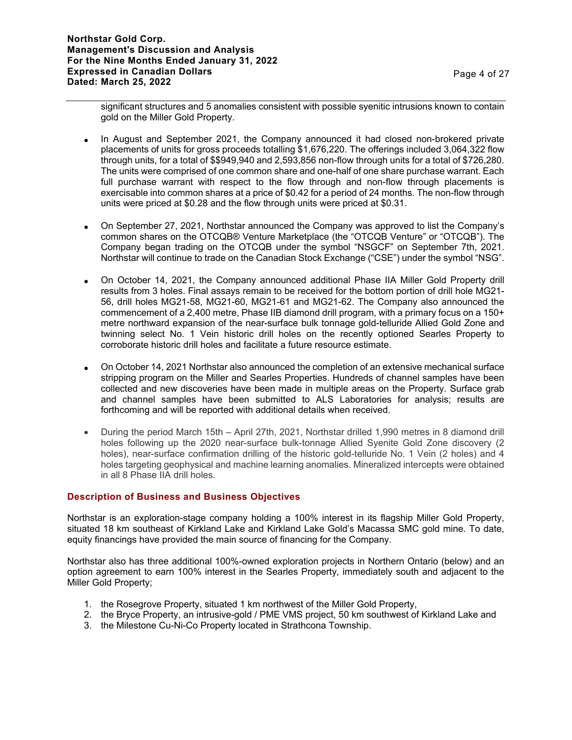significant structures and 5 anomalies consistent with possible syenitic intrusions known to contain gold on the Miller Gold Property.

- In August and September 2021, the Company announced it had closed non-brokered private placements of units for gross proceeds totalling $1,676,220. The offerings included 3,064,322 flow through units, for a total of $$949,940 and 2,593,856 non-flow through units for a total of $726,280. The units were comprised of one common share and one-half of one share purchase warrant. Each full purchase warrant with respect to the flow through and non-flow through placements is exercisable into common shares at a price of $0.42 for a period of 24 months. The non-flow through units were priced at $0.28 and the flow through units were priced at $0.31.

- On September 27, 2021, Northstar announced the Company was approved to list the Company's common shares on the OTCQB® Venture Marketplace (the "OTCQB Venture" or "OTCQB"). The Company began trading on the OTCQB under the symbol "NSGCF" on September 7th, 2021. Northstar will continue to trade on the Canadian Stock Exchange ("CSE") under the symbol "NSG".

- On October 14, 2021, the Company announced additional Phase IIA Miller Gold Property drill results from 3 holes. Final assays remain to be received for the bottom portion of drill hole MG21-56, drill holes MG21-58, MG21-60, MG21-61 and MG21-62. The Company also announced the commencement of a 2,400 metre, Phase IIB diamond drill program, with a primary focus on a 150+ metre northward expansion of the near-surface bulk tonnage gold-telluride Allied Gold Zone and twinning select No. 1 Vein historic drill holes on the recently optioned Searles Property to corroborate historic drill holes and facilitate a future resource estimate.

- On October 14, 2021 Northstar also announced the completion of an extensive mechanical surface stripping program on the Miller and Searles Properties. Hundreds of channel samples have been collected and new discoveries have been made in multiple areas on the Property. Surface grab and channel samples have been submitted to ALS Laboratories for analysis; results are forthcoming and will be reported with additional details when received.

- During the period March 15th – April 27th, 2021, Northstar drilled 1,990 metres in 8 diamond drill holes following up the 2020 near-surface bulk-tonnage Allied Syenite Gold Zone discovery (2 holes), near-surface confirmation drilling of the historic gold-telluride No. 1 Vein (2 holes) and 4 holes targeting geophysical and machine learning anomalies. Mineralized intercepts were obtained in all 8 Phase IIA drill holes.

## Description of Business and Business Objectives

Northstar is an exploration-stage company holding a 100% interest in its flagship Miller Gold Property, situated 18 km southeast of Kirkland Lake and Kirkland Lake Gold's Macassa SMC gold mine. To date, equity financings have provided the main source of financing for the Company.

Northstar also has three additional 100%-owned exploration projects in Northern Ontario (below) and an option agreement to earn 100% interest in the Searles Property, immediately south and adjacent to the Miller Gold Property;

1. the Rosegrove Property, situated 1 km northwest of the Miller Gold Property,
2. the Bryce Property, an intrusive-gold / PME VMS project, 50 km southwest of Kirkland Lake and
3. the Milestone Cu-Ni-Co Property located in Strathcona Township.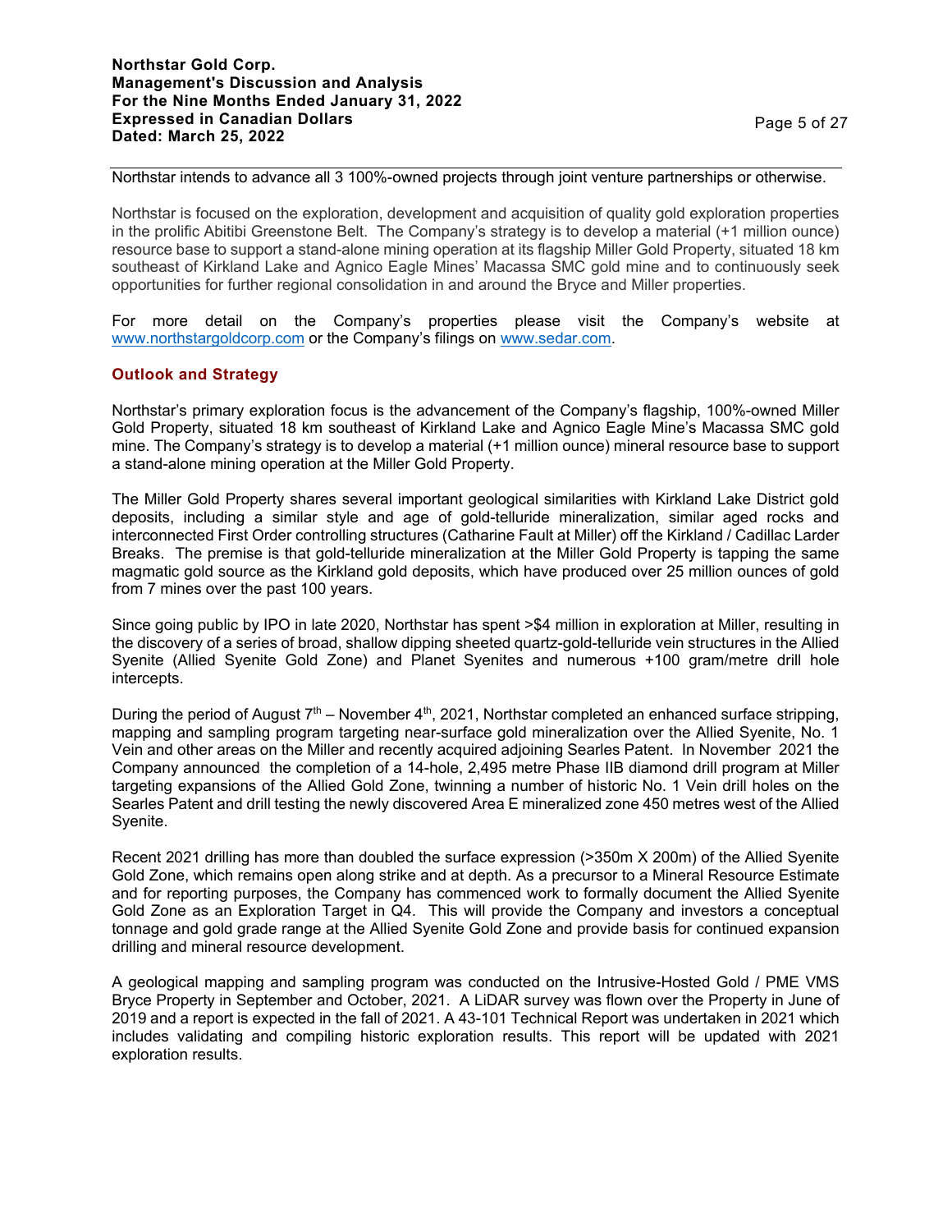Northstar intends to advance all 3 100%-owned projects through joint venture partnerships or otherwise.

Northstar is focused on the exploration, development and acquisition of quality gold exploration properties in the prolific Abitibi Greenstone Belt. The Company's strategy is to develop a material (+1 million ounce) resource base to support a stand-alone mining operation at its flagship Miller Gold Property, situated 18 km southeast of Kirkland Lake and Agnico Eagle Mines' Macassa SMC gold mine and to continuously seek opportunities for further regional consolidation in and around the Bryce and Miller properties.

For more detail on the Company's properties please visit the Company's website at www.northstargoldcorp.com or the Company's filings on www.sedar.com.

## Outlook and Strategy

Northstar's primary exploration focus is the advancement of the Company's flagship, 100%-owned Miller Gold Property, situated 18 km southeast of Kirkland Lake and Agnico Eagle Mine's Macassa SMC gold mine. The Company's strategy is to develop a material (+1 million ounce) mineral resource base to support a stand-alone mining operation at the Miller Gold Property.

The Miller Gold Property shares several important geological similarities with Kirkland Lake District gold deposits, including a similar style and age of gold-telluride mineralization, similar aged rocks and interconnected First Order controlling structures (Catharine Fault at Miller) off the Kirkland / Cadillac Larder Breaks. The premise is that gold-telluride mineralization at the Miller Gold Property is tapping the same magmatic gold source as the Kirkland gold deposits, which have produced over 25 million ounces of gold from 7 mines over the past 100 years.

Since going public by IPO in late 2020, Northstar has spent >$4 million in exploration at Miller, resulting in the discovery of a series of broad, shallow dipping sheeted quartz-gold-telluride vein structures in the Allied Syenite (Allied Syenite Gold Zone) and Planet Syenites and numerous +100 gram/metre drill hole intercepts.

During the period of August 7th – November 4th, 2021, Northstar completed an enhanced surface stripping, mapping and sampling program targeting near-surface gold mineralization over the Allied Syenite, No. 1 Vein and other areas on the Miller and recently acquired adjoining Searles Patent. In November 2021 the Company announced the completion of a 14-hole, 2,495 metre Phase IIB diamond drill program at Miller targeting expansions of the Allied Gold Zone, twinning a number of historic No. 1 Vein drill holes on the Searles Patent and drill testing the newly discovered Area E mineralized zone 450 metres west of the Allied Syenite.

Recent 2021 drilling has more than doubled the surface expression (>350m X 200m) of the Allied Syenite Gold Zone, which remains open along strike and at depth. As a precursor to a Mineral Resource Estimate and for reporting purposes, the Company has commenced work to formally document the Allied Syenite Gold Zone as an Exploration Target in Q4. This will provide the Company and investors a conceptual tonnage and gold grade range at the Allied Syenite Gold Zone and provide basis for continued expansion drilling and mineral resource development.

A geological mapping and sampling program was conducted on the Intrusive-Hosted Gold / PME VMS Bryce Property in September and October, 2021. A LiDAR survey was flown over the Property in June of 2019 and a report is expected in the fall of 2021. A 43-101 Technical Report was undertaken in 2021 which includes validating and compiling historic exploration results. This report will be updated with 2021 exploration results.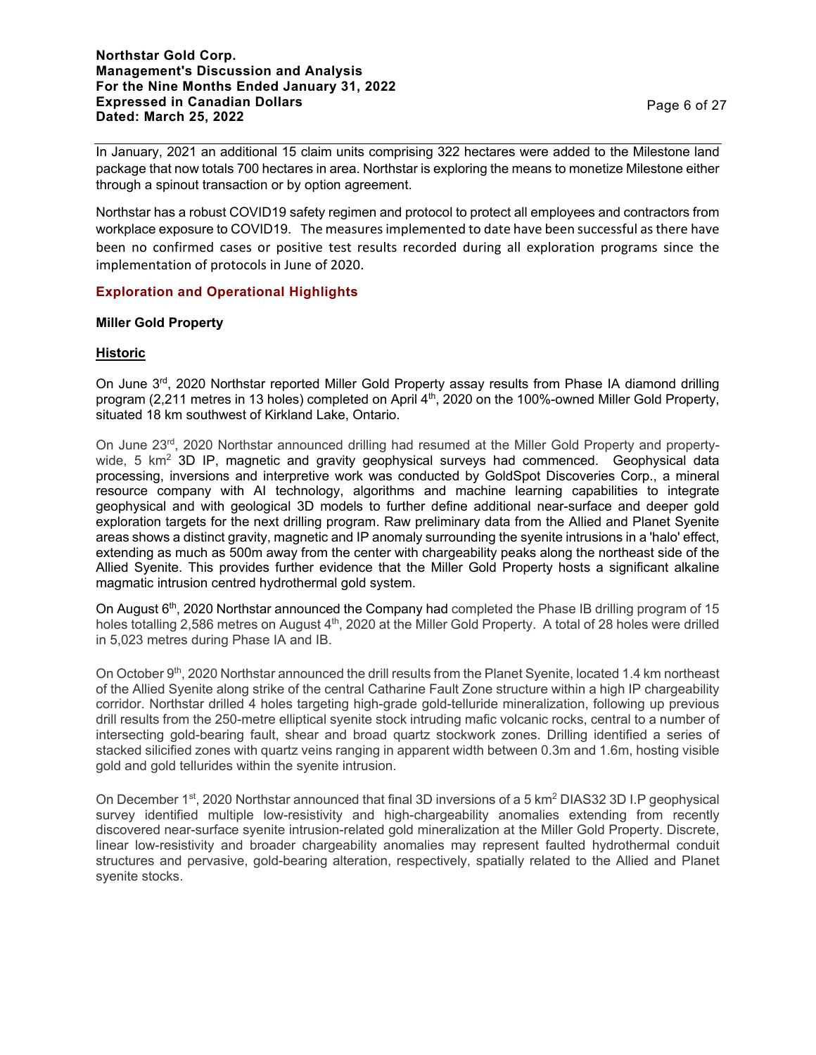In January, 2021 an additional 15 claim units comprising 322 hectares were added to the Milestone land package that now totals 700 hectares in area. Northstar is exploring the means to monetize Milestone either through a spinout transaction or by option agreement.

Northstar has a robust COVID19 safety regimen and protocol to protect all employees and contractors from workplace exposure to COVID19. The measures implemented to date have been successful as there have been no confirmed cases or positive test results recorded during all exploration programs since the implementation of protocols in June of 2020.

## Exploration and Operational Highlights

### Miller Gold Property

#### Historic

On June 3rd, 2020 Northstar reported Miller Gold Property assay results from Phase IA diamond drilling program (2,211 metres in 13 holes) completed on April 4th, 2020 on the 100%-owned Miller Gold Property, situated 18 km southwest of Kirkland Lake, Ontario.

On June 23rd, 2020 Northstar announced drilling had resumed at the Miller Gold Property and property-wide, 5 $km^2$ 3D IP, magnetic and gravity geophysical surveys had commenced. Geophysical data processing, inversions and interpretive work was conducted by GoldSpot Discoveries Corp., a mineral resource company with AI technology, algorithms and machine learning capabilities to integrate geophysical and with geological 3D models to further define additional near-surface and deeper gold exploration targets for the next drilling program. Raw preliminary data from the Allied and Planet Syenite areas shows a distinct gravity, magnetic and IP anomaly surrounding the syenite intrusions in a 'halo' effect, extending as much as 500m away from the center with chargeability peaks along the northeast side of the Allied Syenite. This provides further evidence that the Miller Gold Property hosts a significant alkaline magmatic intrusion centred hydrothermal gold system.

On August 6th, 2020 Northstar announced the Company had completed the Phase IB drilling program of 15 holes totalling 2,586 metres on August 4th, 2020 at the Miller Gold Property. A total of 28 holes were drilled in 5,023 metres during Phase IA and IB.

On October 9th, 2020 Northstar announced the drill results from the Planet Syenite, located 1.4 km northeast of the Allied Syenite along strike of the central Catharine Fault Zone structure within a high IP chargeability corridor. Northstar drilled 4 holes targeting high-grade gold-telluride mineralization, following up previous drill results from the 250-metre elliptical syenite stock intruding mafic volcanic rocks, central to a number of intersecting gold-bearing fault, shear and broad quartz stockwork zones. Drilling identified a series of stacked silicified zones with quartz veins ranging in apparent width between 0.3m and 1.6m, hosting visible gold and gold tellurides within the syenite intrusion.

On December 1st, 2020 Northstar announced that final 3D inversions of a 5 $km^2$ DIAS32 3D I.P geophysical survey identified multiple low-resistivity and high-chargeability anomalies extending from recently discovered near-surface syenite intrusion-related gold mineralization at the Miller Gold Property. Discrete, linear low-resistivity and broader chargeability anomalies may represent faulted hydrothermal conduit structures and pervasive, gold-bearing alteration, respectively, spatially related to the Allied and Planet syenite stocks.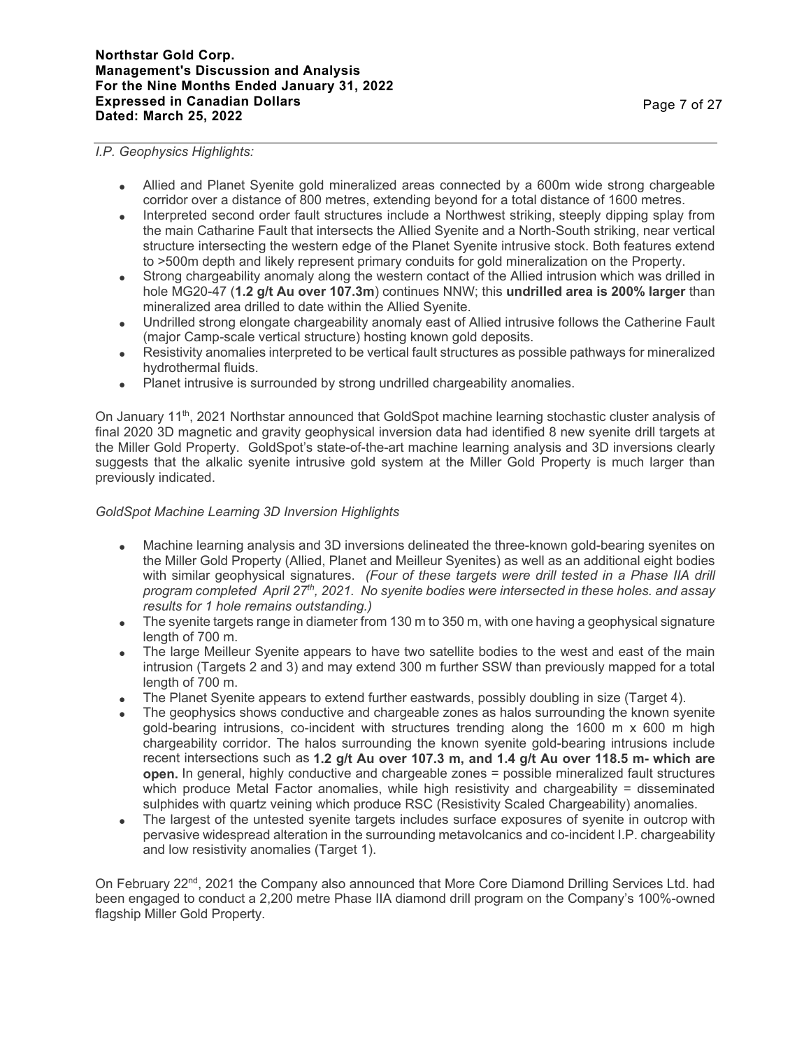*I.P. Geophysics Highlights:*

- Allied and Planet Syenite gold mineralized areas connected by a 600m wide strong chargeable corridor over a distance of 800 metres, extending beyond for a total distance of 1600 metres.
- Interpreted second order fault structures include a Northwest striking, steeply dipping splay from the main Catharine Fault that intersects the Allied Syenite and a North-South striking, near vertical structure intersecting the western edge of the Planet Syenite intrusive stock. Both features extend to >500m depth and likely represent primary conduits for gold mineralization on the Property.
- Strong chargeability anomaly along the western contact of the Allied intrusion which was drilled in hole MG20-47 (**1.2 g/t Au over 107.3m**) continues NNW; this **undrilled area is 200% larger** than mineralized area drilled to date within the Allied Syenite.
- Undrilled strong elongate chargeability anomaly east of Allied intrusive follows the Catherine Fault (major Camp-scale vertical structure) hosting known gold deposits.
- Resistivity anomalies interpreted to be vertical fault structures as possible pathways for mineralized hydrothermal fluids.
- Planet intrusive is surrounded by strong undrilled chargeability anomalies.

On January 11th, 2021 Northstar announced that GoldSpot machine learning stochastic cluster analysis of final 2020 3D magnetic and gravity geophysical inversion data had identified 8 new syenite drill targets at the Miller Gold Property. GoldSpot's state-of-the-art machine learning analysis and 3D inversions clearly suggests that the alkalic syenite intrusive gold system at the Miller Gold Property is much larger than previously indicated.

*GoldSpot Machine Learning 3D Inversion Highlights*

- Machine learning analysis and 3D inversions delineated the three-known gold-bearing syenites on the Miller Gold Property (Allied, Planet and Meilleur Syenites) as well as an additional eight bodies with similar geophysical signatures. *(Four of these targets were drill tested in a Phase IIA drill program completed April 27th, 2021. No syenite bodies were intersected in these holes. and assay results for 1 hole remains outstanding.)*
- The syenite targets range in diameter from 130 m to 350 m, with one having a geophysical signature length of 700 m.
- The large Meilleur Syenite appears to have two satellite bodies to the west and east of the main intrusion (Targets 2 and 3) and may extend 300 m further SSW than previously mapped for a total length of 700 m.
- The Planet Syenite appears to extend further eastwards, possibly doubling in size (Target 4).
- The geophysics shows conductive and chargeable zones as halos surrounding the known syenite gold-bearing intrusions, co-incident with structures trending along the 1600 m x 600 m high chargeability corridor. The halos surrounding the known syenite gold-bearing intrusions include recent intersections such as **1.2 g/t Au over 107.3 m, and 1.4 g/t Au over 118.5 m- which are open.** In general, highly conductive and chargeable zones = possible mineralized fault structures which produce Metal Factor anomalies, while high resistivity and chargeability = disseminated sulphides with quartz veining which produce RSC (Resistivity Scaled Chargeability) anomalies.
- The largest of the untested syenite targets includes surface exposures of syenite in outcrop with pervasive widespread alteration in the surrounding metavolcanics and co-incident I.P. chargeability and low resistivity anomalies (Target 1).

On February 22nd, 2021 the Company also announced that More Core Diamond Drilling Services Ltd. had been engaged to conduct a 2,200 metre Phase IIA diamond drill program on the Company's 100%-owned flagship Miller Gold Property.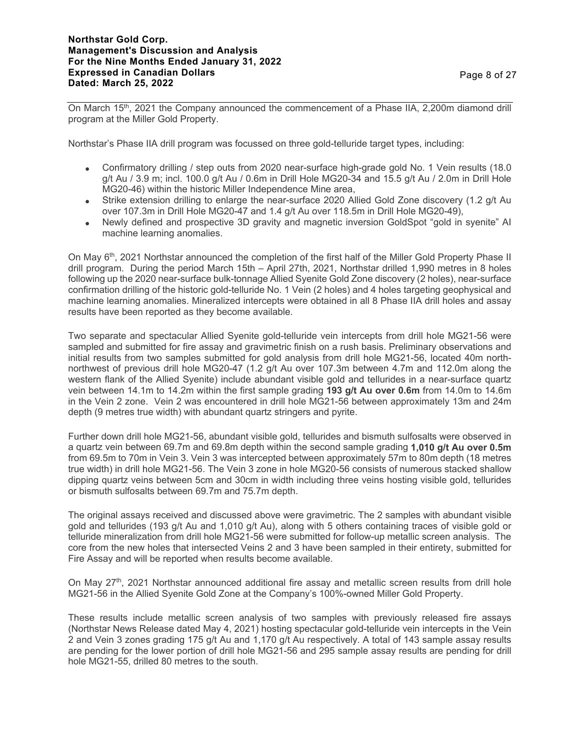On March 15th, 2021 the Company announced the commencement of a Phase IIA, 2,200m diamond drill program at the Miller Gold Property.

Northstar's Phase IIA drill program was focussed on three gold-telluride target types, including:

- Confirmatory drilling / step outs from 2020 near-surface high-grade gold No. 1 Vein results (18.0 g/t Au / 3.9 m; incl. 100.0 g/t Au / 0.6m in Drill Hole MG20-34 and 15.5 g/t Au / 2.0m in Drill Hole MG20-46) within the historic Miller Independence Mine area,
- Strike extension drilling to enlarge the near-surface 2020 Allied Gold Zone discovery (1.2 g/t Au over 107.3m in Drill Hole MG20-47 and 1.4 g/t Au over 118.5m in Drill Hole MG20-49),
- Newly defined and prospective 3D gravity and magnetic inversion GoldSpot "gold in syenite" AI machine learning anomalies.

On May 6th, 2021 Northstar announced the completion of the first half of the Miller Gold Property Phase II drill program. During the period March 15th – April 27th, 2021, Northstar drilled 1,990 metres in 8 holes following up the 2020 near-surface bulk-tonnage Allied Syenite Gold Zone discovery (2 holes), near-surface confirmation drilling of the historic gold-telluride No. 1 Vein (2 holes) and 4 holes targeting geophysical and machine learning anomalies. Mineralized intercepts were obtained in all 8 Phase IIA drill holes and assay results have been reported as they become available.

Two separate and spectacular Allied Syenite gold-telluride vein intercepts from drill hole MG21-56 were sampled and submitted for fire assay and gravimetric finish on a rush basis. Preliminary observations and initial results from two samples submitted for gold analysis from drill hole MG21-56, located 40m north-northwest of previous drill hole MG20-47 (1.2 g/t Au over 107.3m between 4.7m and 112.0m along the western flank of the Allied Syenite) include abundant visible gold and tellurides in a near-surface quartz vein between 14.1m to 14.2m within the first sample grading **193 g/t Au over 0.6m** from 14.0m to 14.6m in the Vein 2 zone. Vein 2 was encountered in drill hole MG21-56 between approximately 13m and 24m depth (9 metres true width) with abundant quartz stringers and pyrite.

Further down drill hole MG21-56, abundant visible gold, tellurides and bismuth sulfosalts were observed in a quartz vein between 69.7m and 69.8m depth within the second sample grading **1,010 g/t Au over 0.5m** from 69.5m to 70m in Vein 3. Vein 3 was intercepted between approximately 57m to 80m depth (18 metres true width) in drill hole MG21-56. The Vein 3 zone in hole MG20-56 consists of numerous stacked shallow dipping quartz veins between 5cm and 30cm in width including three veins hosting visible gold, tellurides or bismuth sulfosalts between 69.7m and 75.7m depth.

The original assays received and discussed above were gravimetric. The 2 samples with abundant visible gold and tellurides (193 g/t Au and 1,010 g/t Au), along with 5 others containing traces of visible gold or telluride mineralization from drill hole MG21-56 were submitted for follow-up metallic screen analysis. The core from the new holes that intersected Veins 2 and 3 have been sampled in their entirety, submitted for Fire Assay and will be reported when results become available.

On May 27th, 2021 Northstar announced additional fire assay and metallic screen results from drill hole MG21-56 in the Allied Syenite Gold Zone at the Company's 100%-owned Miller Gold Property.

These results include metallic screen analysis of two samples with previously released fire assays (Northstar News Release dated May 4, 2021) hosting spectacular gold-telluride vein intercepts in the Vein 2 and Vein 3 zones grading 175 g/t Au and 1,170 g/t Au respectively. A total of 143 sample assay results are pending for the lower portion of drill hole MG21-56 and 295 sample assay results are pending for drill hole MG21-55, drilled 80 metres to the south.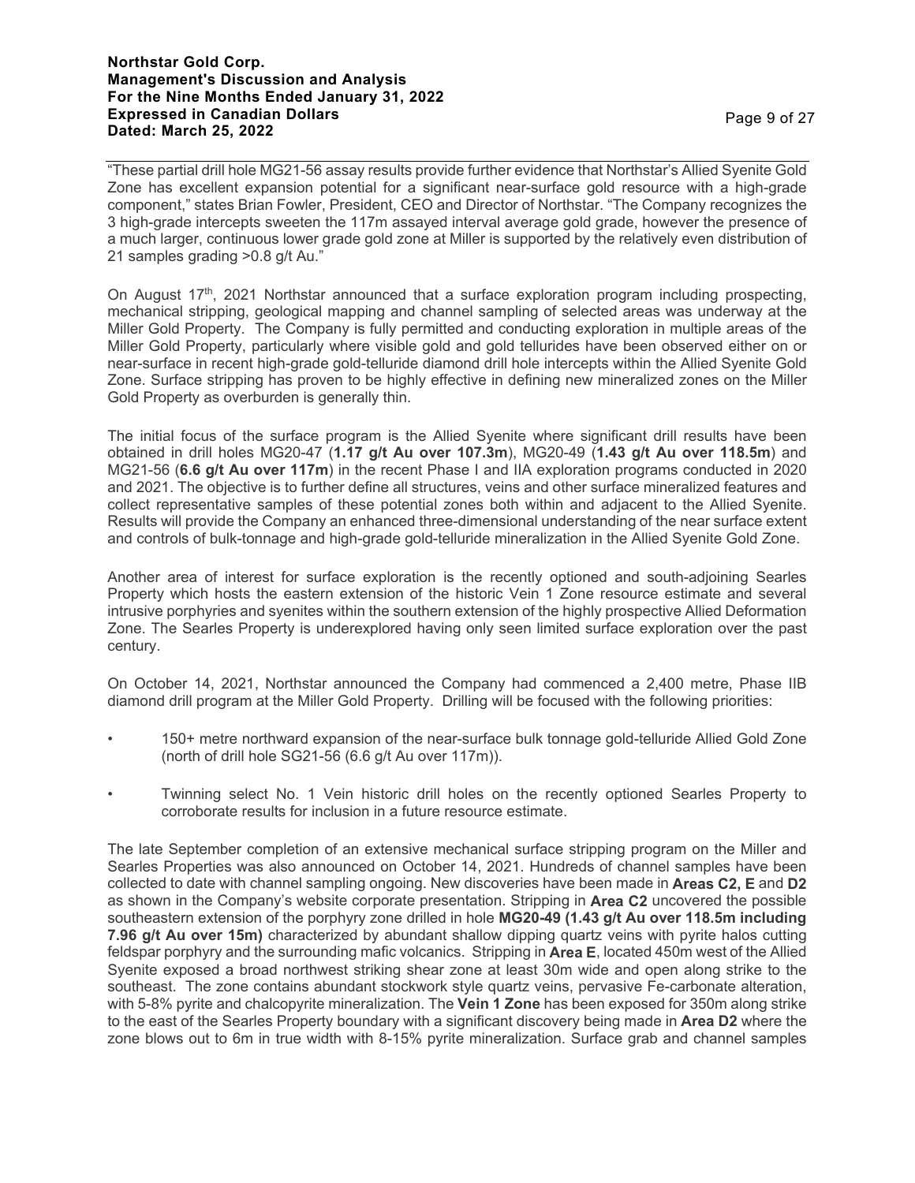"These partial drill hole MG21-56 assay results provide further evidence that Northstar's Allied Syenite Gold Zone has excellent expansion potential for a significant near-surface gold resource with a high-grade component," states Brian Fowler, President, CEO and Director of Northstar. "The Company recognizes the 3 high-grade intercepts sweeten the 117m assayed interval average gold grade, however the presence of a much larger, continuous lower grade gold zone at Miller is supported by the relatively even distribution of 21 samples grading >0.8 g/t Au."

On August 17th, 2021 Northstar announced that a surface exploration program including prospecting, mechanical stripping, geological mapping and channel sampling of selected areas was underway at the Miller Gold Property. The Company is fully permitted and conducting exploration in multiple areas of the Miller Gold Property, particularly where visible gold and gold tellurides have been observed either on or near-surface in recent high-grade gold-telluride diamond drill hole intercepts within the Allied Syenite Gold Zone. Surface stripping has proven to be highly effective in defining new mineralized zones on the Miller Gold Property as overburden is generally thin.

The initial focus of the surface program is the Allied Syenite where significant drill results have been obtained in drill holes MG20-47 (**1.17 g/t Au over 107.3m**), MG20-49 (**1.43 g/t Au over 118.5m**) and MG21-56 (**6.6 g/t Au over 117m**) in the recent Phase I and IIA exploration programs conducted in 2020 and 2021. The objective is to further define all structures, veins and other surface mineralized features and collect representative samples of these potential zones both within and adjacent to the Allied Syenite. Results will provide the Company an enhanced three-dimensional understanding of the near surface extent and controls of bulk-tonnage and high-grade gold-telluride mineralization in the Allied Syenite Gold Zone.

Another area of interest for surface exploration is the recently optioned and south-adjoining Searles Property which hosts the eastern extension of the historic Vein 1 Zone resource estimate and several intrusive porphyries and syenites within the southern extension of the highly prospective Allied Deformation Zone. The Searles Property is underexplored having only seen limited surface exploration over the past century.

On October 14, 2021, Northstar announced the Company had commenced a 2,400 metre, Phase IIB diamond drill program at the Miller Gold Property. Drilling will be focused with the following priorities:

- 150+ metre northward expansion of the near-surface bulk tonnage gold-telluride Allied Gold Zone (north of drill hole SG21-56 (6.6 g/t Au over 117m)).
- Twinning select No. 1 Vein historic drill holes on the recently optioned Searles Property to corroborate results for inclusion in a future resource estimate.

The late September completion of an extensive mechanical surface stripping program on the Miller and Searles Properties was also announced on October 14, 2021. Hundreds of channel samples have been collected to date with channel sampling ongoing. New discoveries have been made in **Areas C2, E** and **D2** as shown in the Company's website corporate presentation. Stripping in **Area C2** uncovered the possible southeastern extension of the porphyry zone drilled in hole **MG20-49 (1.43 g/t Au over 118.5m including 7.96 g/t Au over 15m)** characterized by abundant shallow dipping quartz veins with pyrite halos cutting feldspar porphyry and the surrounding mafic volcanics. Stripping in **Area E**, located 450m west of the Allied Syenite exposed a broad northwest striking shear zone at least 30m wide and open along strike to the southeast. The zone contains abundant stockwork style quartz veins, pervasive Fe-carbonate alteration, with 5-8% pyrite and chalcopyrite mineralization. The **Vein 1 Zone** has been exposed for 350m along strike to the east of the Searles Property boundary with a significant discovery being made in **Area D2** where the zone blows out to 6m in true width with 8-15% pyrite mineralization. Surface grab and channel samples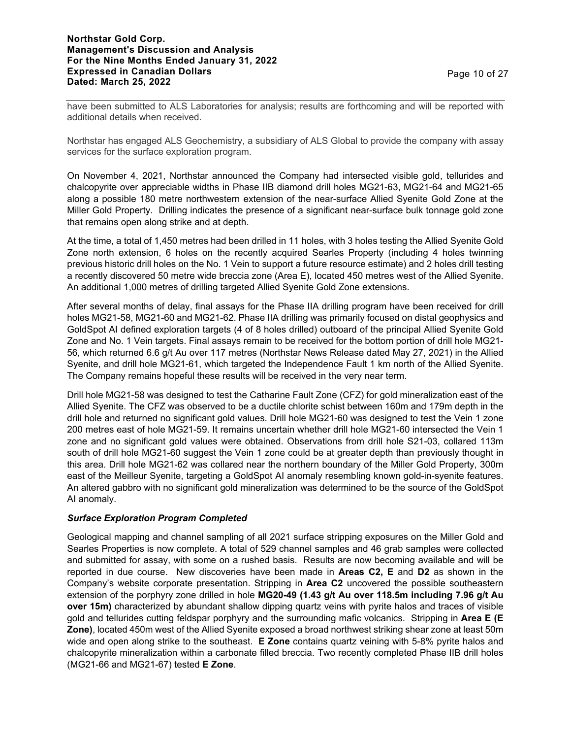have been submitted to ALS Laboratories for analysis; results are forthcoming and will be reported with additional details when received.

Northstar has engaged ALS Geochemistry, a subsidiary of ALS Global to provide the company with assay services for the surface exploration program.

On November 4, 2021, Northstar announced the Company had intersected visible gold, tellurides and chalcopyrite over appreciable widths in Phase IIB diamond drill holes MG21-63, MG21-64 and MG21-65 along a possible 180 metre northwestern extension of the near-surface Allied Syenite Gold Zone at the Miller Gold Property. Drilling indicates the presence of a significant near-surface bulk tonnage gold zone that remains open along strike and at depth.

At the time, a total of 1,450 metres had been drilled in 11 holes, with 3 holes testing the Allied Syenite Gold Zone north extension, 6 holes on the recently acquired Searles Property (including 4 holes twinning previous historic drill holes on the No. 1 Vein to support a future resource estimate) and 2 holes drill testing a recently discovered 50 metre wide breccia zone (Area E), located 450 metres west of the Allied Syenite. An additional 1,000 metres of drilling targeted Allied Syenite Gold Zone extensions.

After several months of delay, final assays for the Phase IIA drilling program have been received for drill holes MG21-58, MG21-60 and MG21-62. Phase IIA drilling was primarily focused on distal geophysics and GoldSpot AI defined exploration targets (4 of 8 holes drilled) outboard of the principal Allied Syenite Gold Zone and No. 1 Vein targets. Final assays remain to be received for the bottom portion of drill hole MG21-56, which returned 6.6 g/t Au over 117 metres (Northstar News Release dated May 27, 2021) in the Allied Syenite, and drill hole MG21-61, which targeted the Independence Fault 1 km north of the Allied Syenite. The Company remains hopeful these results will be received in the very near term.

Drill hole MG21-58 was designed to test the Catharine Fault Zone (CFZ) for gold mineralization east of the Allied Syenite. The CFZ was observed to be a ductile chlorite schist between 160m and 179m depth in the drill hole and returned no significant gold values. Drill hole MG21-60 was designed to test the Vein 1 zone 200 metres east of hole MG21-59. It remains uncertain whether drill hole MG21-60 intersected the Vein 1 zone and no significant gold values were obtained. Observations from drill hole S21-03, collared 113m south of drill hole MG21-60 suggest the Vein 1 zone could be at greater depth than previously thought in this area. Drill hole MG21-62 was collared near the northern boundary of the Miller Gold Property, 300m east of the Meilleur Syenite, targeting a GoldSpot AI anomaly resembling known gold-in-syenite features. An altered gabbro with no significant gold mineralization was determined to be the source of the GoldSpot AI anomaly.

### *Surface Exploration Program Completed*

Geological mapping and channel sampling of all 2021 surface stripping exposures on the Miller Gold and Searles Properties is now complete. A total of 529 channel samples and 46 grab samples were collected and submitted for assay, with some on a rushed basis. Results are now becoming available and will be reported in due course. New discoveries have been made in **Areas C2, E** and **D2** as shown in the Company's website corporate presentation. Stripping in **Area C2** uncovered the possible southeastern extension of the porphyry zone drilled in hole **MG20-49 (1.43 g/t Au over 118.5m including 7.96 g/t Au over 15m)** characterized by abundant shallow dipping quartz veins with pyrite halos and traces of visible gold and tellurides cutting feldspar porphyry and the surrounding mafic volcanics. Stripping in **Area E (E Zone)**, located 450m west of the Allied Syenite exposed a broad northwest striking shear zone at least 50m wide and open along strike to the southeast. **E Zone** contains quartz veining with 5-8% pyrite halos and chalcopyrite mineralization within a carbonate filled breccia. Two recently completed Phase IIB drill holes (MG21-66 and MG21-67) tested **E Zone**.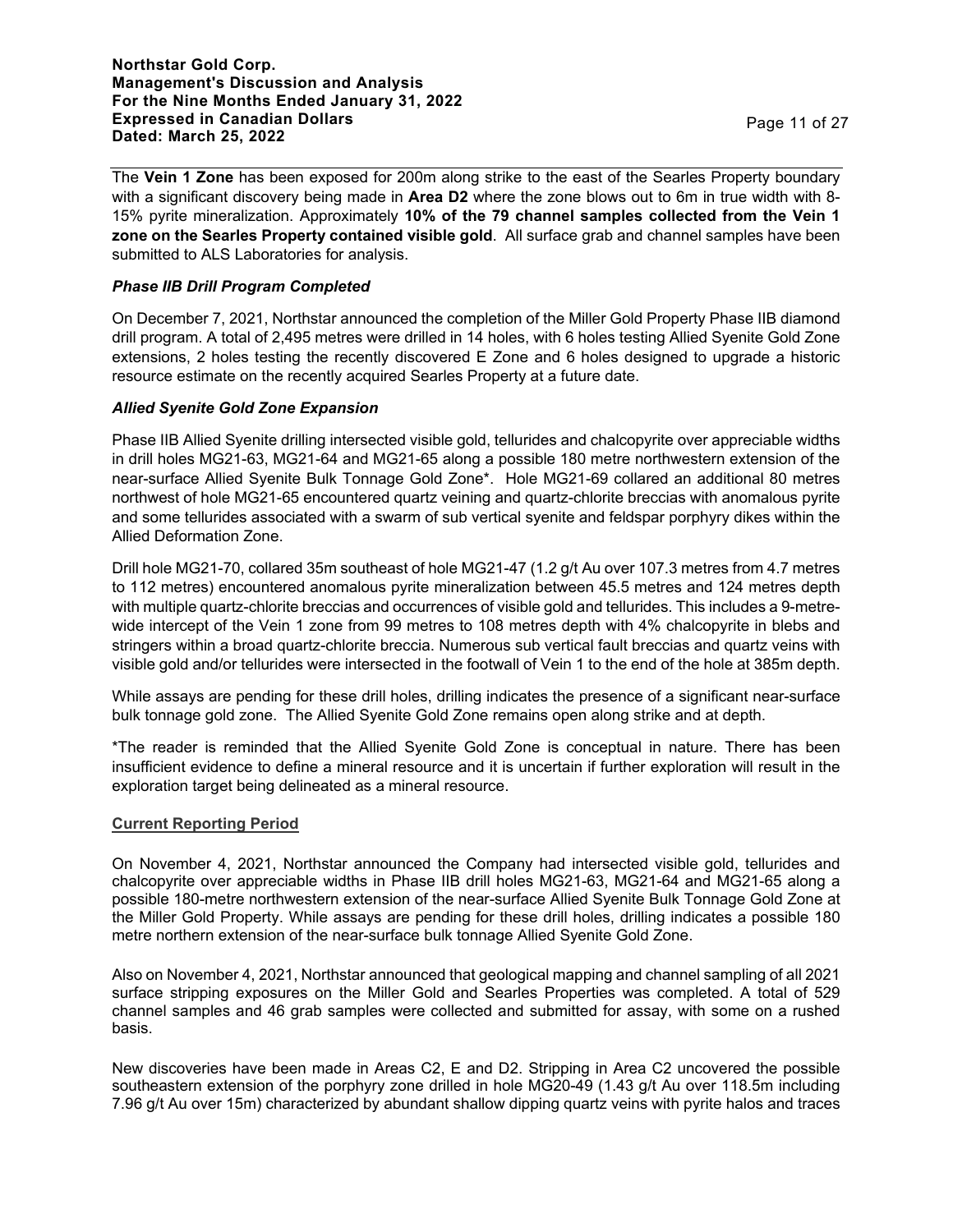The **Vein 1 Zone** has been exposed for 200m along strike to the east of the Searles Property boundary with a significant discovery being made in **Area D2** where the zone blows out to 6m in true width with 8-15% pyrite mineralization. Approximately **10% of the 79 channel samples collected from the Vein 1 zone on the Searles Property contained visible gold**. All surface grab and channel samples have been submitted to ALS Laboratories for analysis.

***Phase IIB Drill Program Completed***

On December 7, 2021, Northstar announced the completion of the Miller Gold Property Phase IIB diamond drill program. A total of 2,495 metres were drilled in 14 holes, with 6 holes testing Allied Syenite Gold Zone extensions, 2 holes testing the recently discovered E Zone and 6 holes designed to upgrade a historic resource estimate on the recently acquired Searles Property at a future date.

***Allied Syenite Gold Zone Expansion***

Phase IIB Allied Syenite drilling intersected visible gold, tellurides and chalcopyrite over appreciable widths in drill holes MG21-63, MG21-64 and MG21-65 along a possible 180 metre northwestern extension of the near-surface Allied Syenite Bulk Tonnage Gold Zone*. Hole MG21-69 collared an additional 80 metres northwest of hole MG21-65 encountered quartz veining and quartz-chlorite breccias with anomalous pyrite and some tellurides associated with a swarm of sub vertical syenite and feldspar porphyry dikes within the Allied Deformation Zone.

Drill hole MG21-70, collared 35m southeast of hole MG21-47 (1.2 g/t Au over 107.3 metres from 4.7 metres to 112 metres) encountered anomalous pyrite mineralization between 45.5 metres and 124 metres depth with multiple quartz-chlorite breccias and occurrences of visible gold and tellurides. This includes a 9-metre-wide intercept of the Vein 1 zone from 99 metres to 108 metres depth with 4% chalcopyrite in blebs and stringers within a broad quartz-chlorite breccia. Numerous sub vertical fault breccias and quartz veins with visible gold and/or tellurides were intersected in the footwall of Vein 1 to the end of the hole at 385m depth.

While assays are pending for these drill holes, drilling indicates the presence of a significant near-surface bulk tonnage gold zone. The Allied Syenite Gold Zone remains open along strike and at depth.

*The reader is reminded that the Allied Syenite Gold Zone is conceptual in nature. There has been insufficient evidence to define a mineral resource and it is uncertain if further exploration will result in the exploration target being delineated as a mineral resource.

**Current Reporting Period**

On November 4, 2021, Northstar announced the Company had intersected visible gold, tellurides and chalcopyrite over appreciable widths in Phase IIB drill holes MG21-63, MG21-64 and MG21-65 along a possible 180-metre northwestern extension of the near-surface Allied Syenite Bulk Tonnage Gold Zone at the Miller Gold Property. While assays are pending for these drill holes, drilling indicates a possible 180 metre northern extension of the near-surface bulk tonnage Allied Syenite Gold Zone.

Also on November 4, 2021, Northstar announced that geological mapping and channel sampling of all 2021 surface stripping exposures on the Miller Gold and Searles Properties was completed. A total of 529 channel samples and 46 grab samples were collected and submitted for assay, with some on a rushed basis.

New discoveries have been made in Areas C2, E and D2. Stripping in Area C2 uncovered the possible southeastern extension of the porphyry zone drilled in hole MG20-49 (1.43 g/t Au over 118.5m including 7.96 g/t Au over 15m) characterized by abundant shallow dipping quartz veins with pyrite halos and traces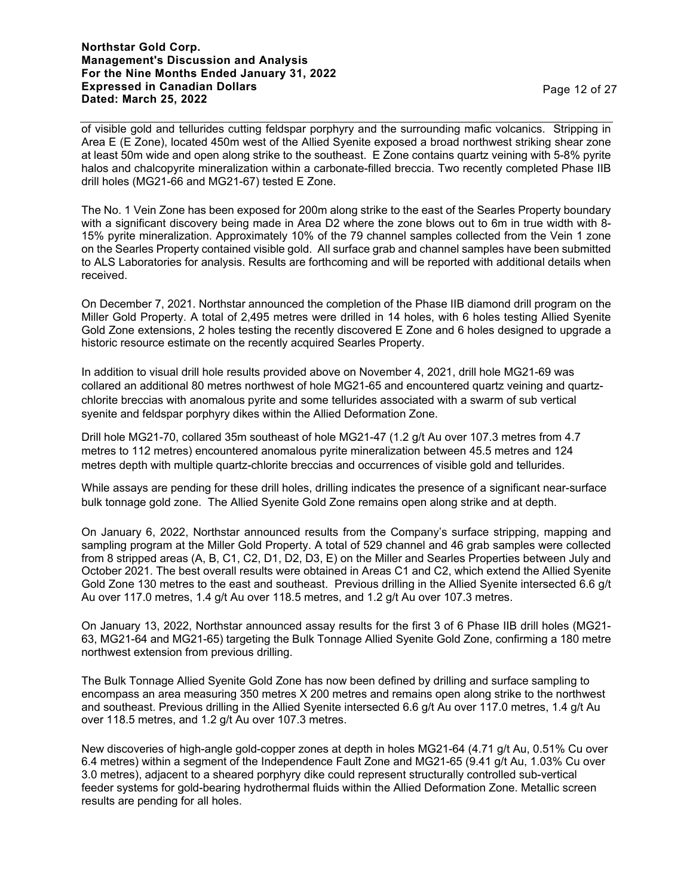of visible gold and tellurides cutting feldspar porphyry and the surrounding mafic volcanics. Stripping in Area E (E Zone), located 450m west of the Allied Syenite exposed a broad northwest striking shear zone at least 50m wide and open along strike to the southeast. E Zone contains quartz veining with 5-8% pyrite halos and chalcopyrite mineralization within a carbonate-filled breccia. Two recently completed Phase IIB drill holes (MG21-66 and MG21-67) tested E Zone.

The No. 1 Vein Zone has been exposed for 200m along strike to the east of the Searles Property boundary with a significant discovery being made in Area D2 where the zone blows out to 6m in true width with 8-15% pyrite mineralization. Approximately 10% of the 79 channel samples collected from the Vein 1 zone on the Searles Property contained visible gold. All surface grab and channel samples have been submitted to ALS Laboratories for analysis. Results are forthcoming and will be reported with additional details when received.

On December 7, 2021. Northstar announced the completion of the Phase IIB diamond drill program on the Miller Gold Property. A total of 2,495 metres were drilled in 14 holes, with 6 holes testing Allied Syenite Gold Zone extensions, 2 holes testing the recently discovered E Zone and 6 holes designed to upgrade a historic resource estimate on the recently acquired Searles Property.

In addition to visual drill hole results provided above on November 4, 2021, drill hole MG21-69 was collared an additional 80 metres northwest of hole MG21-65 and encountered quartz veining and quartz-chlorite breccias with anomalous pyrite and some tellurides associated with a swarm of sub vertical syenite and feldspar porphyry dikes within the Allied Deformation Zone.

Drill hole MG21-70, collared 35m southeast of hole MG21-47 (1.2 g/t Au over 107.3 metres from 4.7 metres to 112 metres) encountered anomalous pyrite mineralization between 45.5 metres and 124 metres depth with multiple quartz-chlorite breccias and occurrences of visible gold and tellurides.

While assays are pending for these drill holes, drilling indicates the presence of a significant near-surface bulk tonnage gold zone. The Allied Syenite Gold Zone remains open along strike and at depth.

On January 6, 2022, Northstar announced results from the Company's surface stripping, mapping and sampling program at the Miller Gold Property. A total of 529 channel and 46 grab samples were collected from 8 stripped areas (A, B, C1, C2, D1, D2, D3, E) on the Miller and Searles Properties between July and October 2021. The best overall results were obtained in Areas C1 and C2, which extend the Allied Syenite Gold Zone 130 metres to the east and southeast. Previous drilling in the Allied Syenite intersected 6.6 g/t Au over 117.0 metres, 1.4 g/t Au over 118.5 metres, and 1.2 g/t Au over 107.3 metres.

On January 13, 2022, Northstar announced assay results for the first 3 of 6 Phase IIB drill holes (MG21-63, MG21-64 and MG21-65) targeting the Bulk Tonnage Allied Syenite Gold Zone, confirming a 180 metre northwest extension from previous drilling.

The Bulk Tonnage Allied Syenite Gold Zone has now been defined by drilling and surface sampling to encompass an area measuring 350 metres X 200 metres and remains open along strike to the northwest and southeast. Previous drilling in the Allied Syenite intersected 6.6 g/t Au over 117.0 metres, 1.4 g/t Au over 118.5 metres, and 1.2 g/t Au over 107.3 metres.

New discoveries of high-angle gold-copper zones at depth in holes MG21-64 (4.71 g/t Au, 0.51% Cu over 6.4 metres) within a segment of the Independence Fault Zone and MG21-65 (9.41 g/t Au, 1.03% Cu over 3.0 metres), adjacent to a sheared porphyry dike could represent structurally controlled sub-vertical feeder systems for gold-bearing hydrothermal fluids within the Allied Deformation Zone. Metallic screen results are pending for all holes.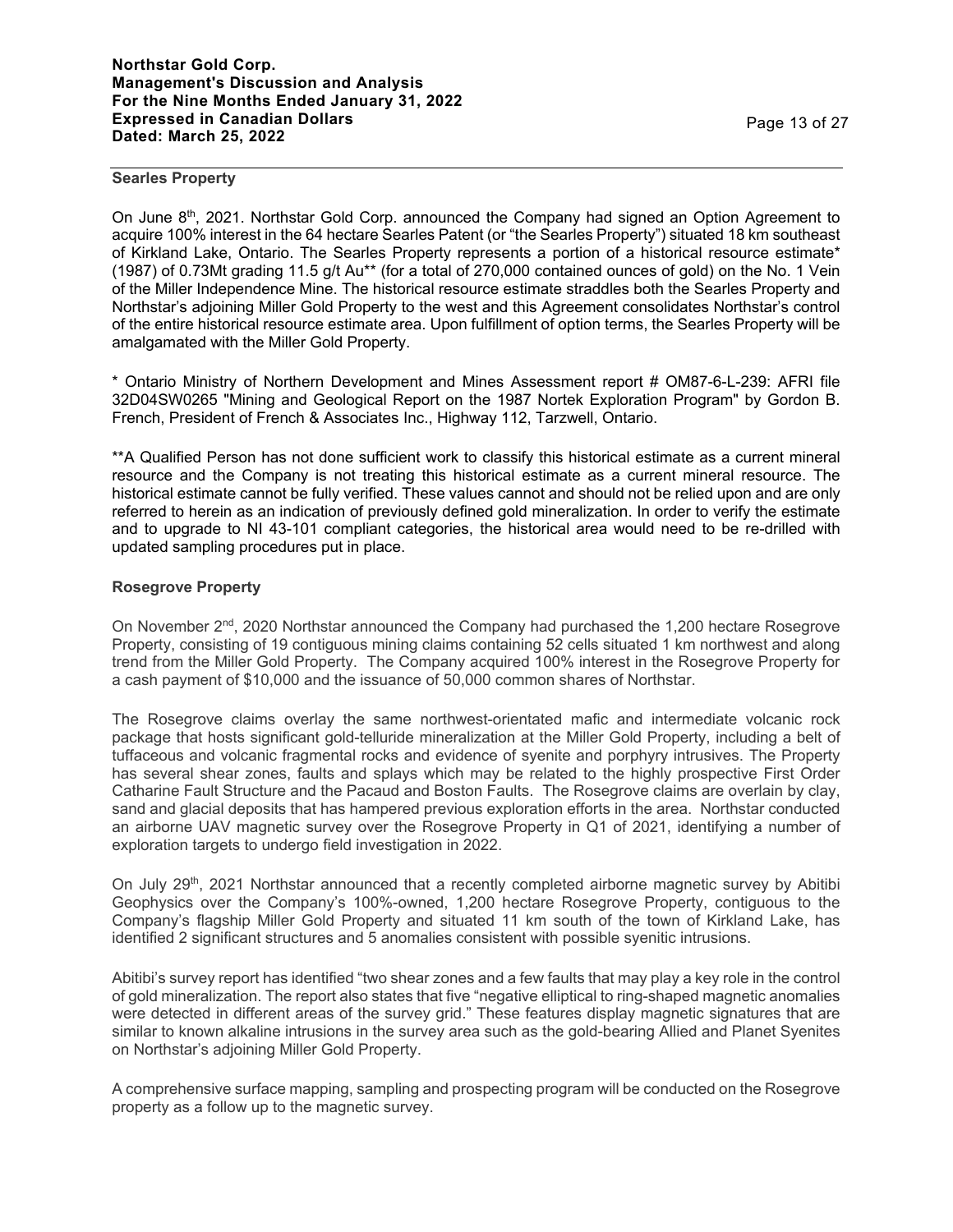## Searles Property

On June 8th, 2021. Northstar Gold Corp. announced the Company had signed an Option Agreement to acquire 100% interest in the 64 hectare Searles Patent (or "the Searles Property") situated 18 km southeast of Kirkland Lake, Ontario. The Searles Property represents a portion of a historical resource estimate* (1987) of 0.73Mt grading 11.5 g/t Au** (for a total of 270,000 contained ounces of gold) on the No. 1 Vein of the Miller Independence Mine. The historical resource estimate straddles both the Searles Property and Northstar's adjoining Miller Gold Property to the west and this Agreement consolidates Northstar's control of the entire historical resource estimate area. Upon fulfillment of option terms, the Searles Property will be amalgamated with the Miller Gold Property.

* Ontario Ministry of Northern Development and Mines Assessment report # OM87-6-L-239: AFRI file 32D04SW0265 "Mining and Geological Report on the 1987 Nortek Exploration Program" by Gordon B. French, President of French & Associates Inc., Highway 112, Tarzwell, Ontario.

**A Qualified Person has not done sufficient work to classify this historical estimate as a current mineral resource and the Company is not treating this historical estimate as a current mineral resource. The historical estimate cannot be fully verified. These values cannot and should not be relied upon and are only referred to herein as an indication of previously defined gold mineralization. In order to verify the estimate and to upgrade to NI 43-101 compliant categories, the historical area would need to be re-drilled with updated sampling procedures put in place.

## Rosegrove Property

On November 2nd, 2020 Northstar announced the Company had purchased the 1,200 hectare Rosegrove Property, consisting of 19 contiguous mining claims containing 52 cells situated 1 km northwest and along trend from the Miller Gold Property. The Company acquired 100% interest in the Rosegrove Property for a cash payment of $10,000 and the issuance of 50,000 common shares of Northstar.

The Rosegrove claims overlay the same northwest-orientated mafic and intermediate volcanic rock package that hosts significant gold-telluride mineralization at the Miller Gold Property, including a belt of tuffaceous and volcanic fragmental rocks and evidence of syenite and porphyry intrusives. The Property has several shear zones, faults and splays which may be related to the highly prospective First Order Catharine Fault Structure and the Pacaud and Boston Faults. The Rosegrove claims are overlain by clay, sand and glacial deposits that has hampered previous exploration efforts in the area. Northstar conducted an airborne UAV magnetic survey over the Rosegrove Property in Q1 of 2021, identifying a number of exploration targets to undergo field investigation in 2022.

On July 29th, 2021 Northstar announced that a recently completed airborne magnetic survey by Abitibi Geophysics over the Company's 100%-owned, 1,200 hectare Rosegrove Property, contiguous to the Company's flagship Miller Gold Property and situated 11 km south of the town of Kirkland Lake, has identified 2 significant structures and 5 anomalies consistent with possible syenitic intrusions.

Abitibi's survey report has identified "two shear zones and a few faults that may play a key role in the control of gold mineralization. The report also states that five "negative elliptical to ring-shaped magnetic anomalies were detected in different areas of the survey grid." These features display magnetic signatures that are similar to known alkaline intrusions in the survey area such as the gold-bearing Allied and Planet Syenites on Northstar's adjoining Miller Gold Property.

A comprehensive surface mapping, sampling and prospecting program will be conducted on the Rosegrove property as a follow up to the magnetic survey.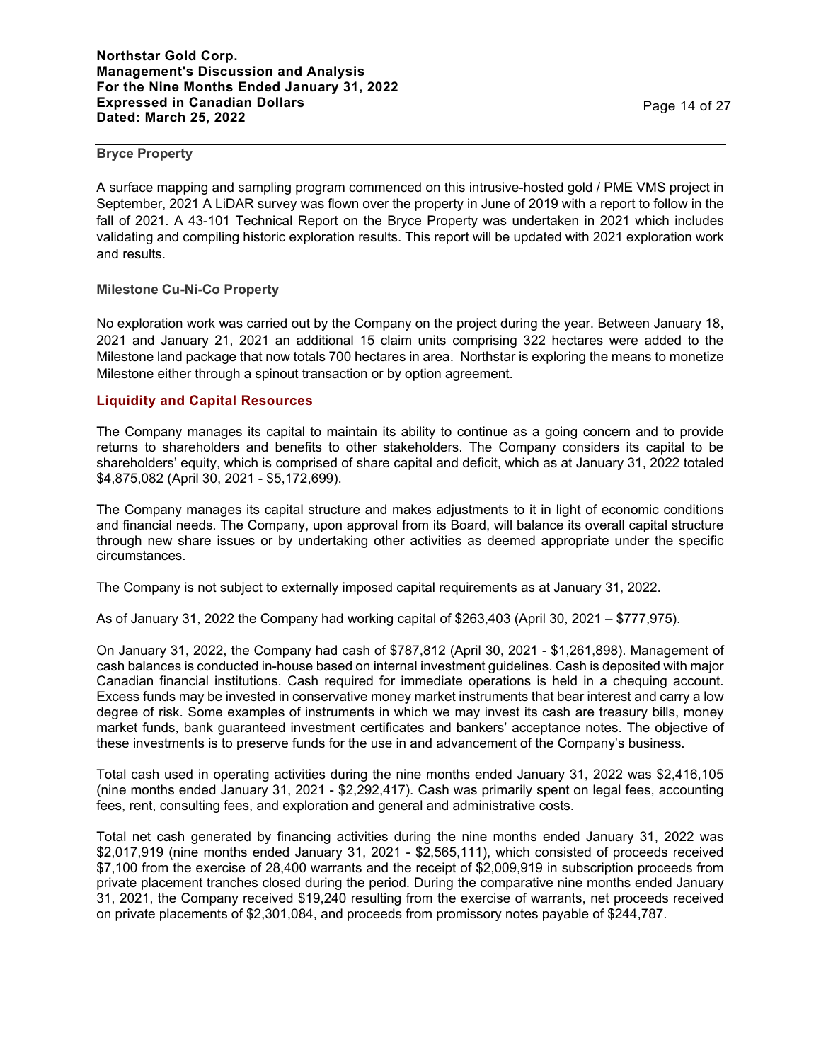### Bryce Property

A surface mapping and sampling program commenced on this intrusive-hosted gold / PME VMS project in September, 2021 A LiDAR survey was flown over the property in June of 2019 with a report to follow in the fall of 2021. A 43-101 Technical Report on the Bryce Property was undertaken in 2021 which includes validating and compiling historic exploration results. This report will be updated with 2021 exploration work and results.

### Milestone Cu-Ni-Co Property

No exploration work was carried out by the Company on the project during the year. Between January 18, 2021 and January 21, 2021 an additional 15 claim units comprising 322 hectares were added to the Milestone land package that now totals 700 hectares in area. Northstar is exploring the means to monetize Milestone either through a spinout transaction or by option agreement.

## Liquidity and Capital Resources

The Company manages its capital to maintain its ability to continue as a going concern and to provide returns to shareholders and benefits to other stakeholders. The Company considers its capital to be shareholders' equity, which is comprised of share capital and deficit, which as at January 31, 2022 totaled $4,875,082 (April 30, 2021 - $5,172,699).

The Company manages its capital structure and makes adjustments to it in light of economic conditions and financial needs. The Company, upon approval from its Board, will balance its overall capital structure through new share issues or by undertaking other activities as deemed appropriate under the specific circumstances.

The Company is not subject to externally imposed capital requirements as at January 31, 2022.

As of January 31, 2022 the Company had working capital of $263,403 (April 30, 2021 – $777,975).

On January 31, 2022, the Company had cash of $787,812 (April 30, 2021 - $1,261,898). Management of cash balances is conducted in-house based on internal investment guidelines. Cash is deposited with major Canadian financial institutions. Cash required for immediate operations is held in a chequing account. Excess funds may be invested in conservative money market instruments that bear interest and carry a low degree of risk. Some examples of instruments in which we may invest its cash are treasury bills, money market funds, bank guaranteed investment certificates and bankers' acceptance notes. The objective of these investments is to preserve funds for the use in and advancement of the Company's business.

Total cash used in operating activities during the nine months ended January 31, 2022 was $2,416,105 (nine months ended January 31, 2021 - $2,292,417). Cash was primarily spent on legal fees, accounting fees, rent, consulting fees, and exploration and general and administrative costs.

Total net cash generated by financing activities during the nine months ended January 31, 2022 was $2,017,919 (nine months ended January 31, 2021 - $2,565,111), which consisted of proceeds received $7,100 from the exercise of 28,400 warrants and the receipt of $2,009,919 in subscription proceeds from private placement tranches closed during the period. During the comparative nine months ended January 31, 2021, the Company received $19,240 resulting from the exercise of warrants, net proceeds received on private placements of $2,301,084, and proceeds from promissory notes payable of $244,787.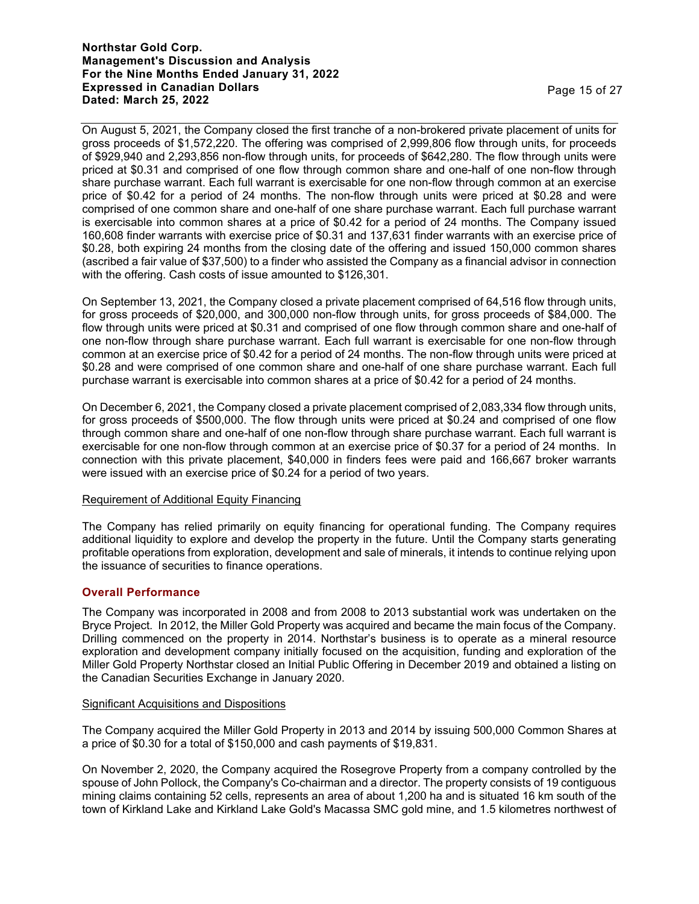On August 5, 2021, the Company closed the first tranche of a non-brokered private placement of units for gross proceeds of $1,572,220. The offering was comprised of 2,999,806 flow through units, for proceeds of $929,940 and 2,293,856 non-flow through units, for proceeds of $642,280. The flow through units were priced at $0.31 and comprised of one flow through common share and one-half of one non-flow through share purchase warrant. Each full warrant is exercisable for one non-flow through common at an exercise price of $0.42 for a period of 24 months. The non-flow through units were priced at $0.28 and were comprised of one common share and one-half of one share purchase warrant. Each full purchase warrant is exercisable into common shares at a price of $0.42 for a period of 24 months. The Company issued 160,608 finder warrants with exercise price of $0.31 and 137,631 finder warrants with an exercise price of $0.28, both expiring 24 months from the closing date of the offering and issued 150,000 common shares (ascribed a fair value of $37,500) to a finder who assisted the Company as a financial advisor in connection with the offering. Cash costs of issue amounted to $126,301.

On September 13, 2021, the Company closed a private placement comprised of 64,516 flow through units, for gross proceeds of $20,000, and 300,000 non-flow through units, for gross proceeds of $84,000. The flow through units were priced at $0.31 and comprised of one flow through common share and one-half of one non-flow through share purchase warrant. Each full warrant is exercisable for one non-flow through common at an exercise price of $0.42 for a period of 24 months. The non-flow through units were priced at $0.28 and were comprised of one common share and one-half of one share purchase warrant. Each full purchase warrant is exercisable into common shares at a price of $0.42 for a period of 24 months.

On December 6, 2021, the Company closed a private placement comprised of 2,083,334 flow through units, for gross proceeds of $500,000. The flow through units were priced at $0.24 and comprised of one flow through common share and one-half of one non-flow through share purchase warrant. Each full warrant is exercisable for one non-flow through common at an exercise price of $0.37 for a period of 24 months. In connection with this private placement, $40,000 in finders fees were paid and 166,667 broker warrants were issued with an exercise price of $0.24 for a period of two years.

Requirement of Additional Equity Financing

The Company has relied primarily on equity financing for operational funding. The Company requires additional liquidity to explore and develop the property in the future. Until the Company starts generating profitable operations from exploration, development and sale of minerals, it intends to continue relying upon the issuance of securities to finance operations.

## Overall Performance

The Company was incorporated in 2008 and from 2008 to 2013 substantial work was undertaken on the Bryce Project. In 2012, the Miller Gold Property was acquired and became the main focus of the Company. Drilling commenced on the property in 2014. Northstar's business is to operate as a mineral resource exploration and development company initially focused on the acquisition, funding and exploration of the Miller Gold Property Northstar closed an Initial Public Offering in December 2019 and obtained a listing on the Canadian Securities Exchange in January 2020.

Significant Acquisitions and Dispositions

The Company acquired the Miller Gold Property in 2013 and 2014 by issuing 500,000 Common Shares at a price of $0.30 for a total of $150,000 and cash payments of $19,831.

On November 2, 2020, the Company acquired the Rosegrove Property from a company controlled by the spouse of John Pollock, the Company's Co-chairman and a director. The property consists of 19 contiguous mining claims containing 52 cells, represents an area of about 1,200 ha and is situated 16 km south of the town of Kirkland Lake and Kirkland Lake Gold's Macassa SMC gold mine, and 1.5 kilometres northwest of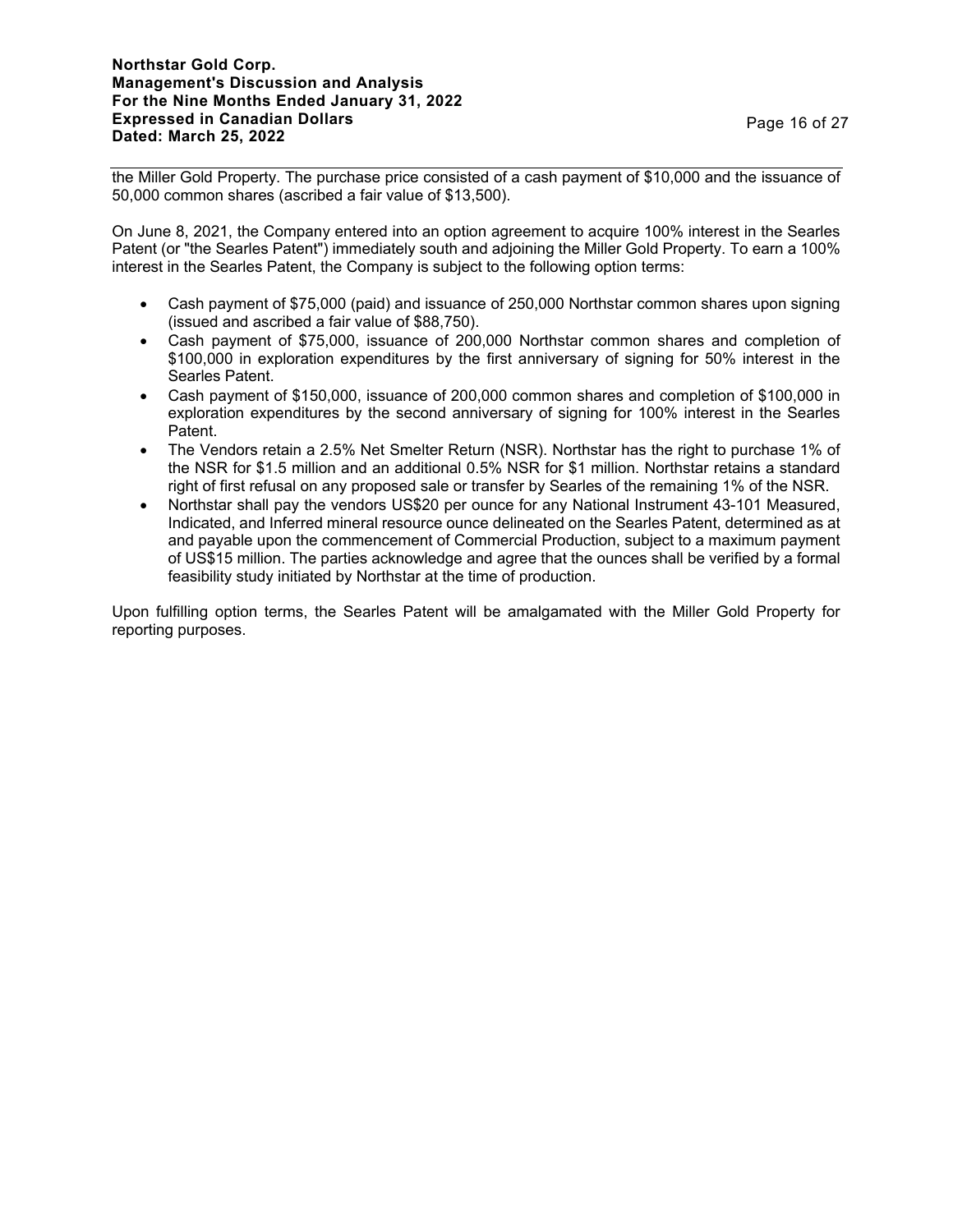the Miller Gold Property. The purchase price consisted of a cash payment of $10,000 and the issuance of 50,000 common shares (ascribed a fair value of $13,500).

On June 8, 2021, the Company entered into an option agreement to acquire 100% interest in the Searles Patent (or "the Searles Patent") immediately south and adjoining the Miller Gold Property. To earn a 100% interest in the Searles Patent, the Company is subject to the following option terms:

- Cash payment of $75,000 (paid) and issuance of 250,000 Northstar common shares upon signing (issued and ascribed a fair value of $88,750).
- Cash payment of $75,000, issuance of 200,000 Northstar common shares and completion of $100,000 in exploration expenditures by the first anniversary of signing for 50% interest in the Searles Patent.
- Cash payment of $150,000, issuance of 200,000 common shares and completion of $100,000 in exploration expenditures by the second anniversary of signing for 100% interest in the Searles Patent.
- The Vendors retain a 2.5% Net Smelter Return (NSR). Northstar has the right to purchase 1% of the NSR for $1.5 million and an additional 0.5% NSR for $1 million. Northstar retains a standard right of first refusal on any proposed sale or transfer by Searles of the remaining 1% of the NSR.
- Northstar shall pay the vendors US$20 per ounce for any National Instrument 43-101 Measured, Indicated, and Inferred mineral resource ounce delineated on the Searles Patent, determined as at and payable upon the commencement of Commercial Production, subject to a maximum payment of US$15 million. The parties acknowledge and agree that the ounces shall be verified by a formal feasibility study initiated by Northstar at the time of production.

Upon fulfilling option terms, the Searles Patent will be amalgamated with the Miller Gold Property for reporting purposes.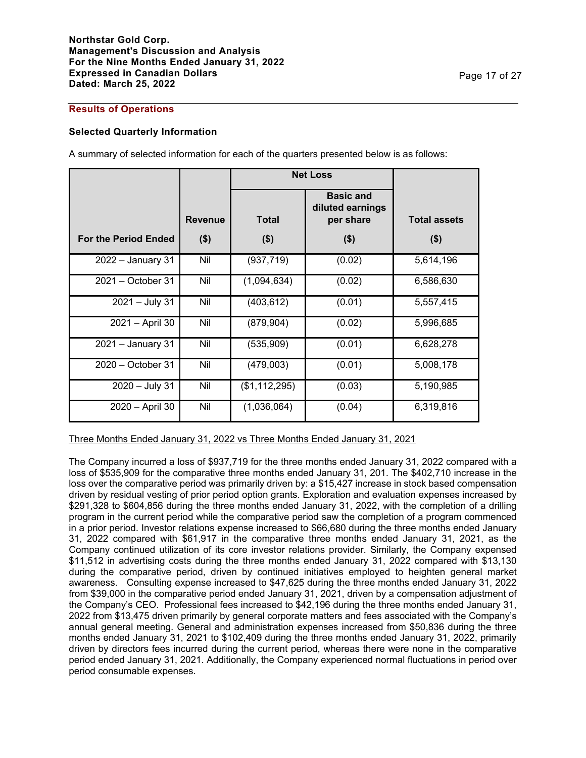## Results of Operations

### Selected Quarterly Information

A summary of selected information for each of the quarters presented below is as follows:

| For the Period Ended | Revenue ($) | Net Loss Total ($) | Net Loss Basic and diluted earnings per share ($) | Total assets ($) |
|---|---|---|---|---|
| 2022 – January 31 | Nil | (937,719) | (0.02) | 5,614,196 |
| 2021 – October 31 | Nil | (1,094,634) | (0.02) | 6,586,630 |
| 2021 – July 31 | Nil | (403,612) | (0.01) | 5,557,415 |
| 2021 – April 30 | Nil | (879,904) | (0.02) | 5,996,685 |
| 2021 – January 31 | Nil | (535,909) | (0.01) | 6,628,278 |
| 2020 – October 31 | Nil | (479,003) | (0.01) | 5,008,178 |
| 2020 – July 31 | Nil | ($1,112,295) | (0.03) | 5,190,985 |
| 2020 – April 30 | Nil | (1,036,064) | (0.04) | 6,319,816 |

Three Months Ended January 31, 2022 vs Three Months Ended January 31, 2021

The Company incurred a loss of $937,719 for the three months ended January 31, 2022 compared with a loss of $535,909 for the comparative three months ended January 31, 201. The $402,710 increase in the loss over the comparative period was primarily driven by: a $15,427 increase in stock based compensation driven by residual vesting of prior period option grants. Exploration and evaluation expenses increased by $291,328 to $604,856 during the three months ended January 31, 2022, with the completion of a drilling program in the current period while the comparative period saw the completion of a program commenced in a prior period. Investor relations expense increased to $66,680 during the three months ended January 31, 2022 compared with $61,917 in the comparative three months ended January 31, 2021, as the Company continued utilization of its core investor relations provider. Similarly, the Company expensed $11,512 in advertising costs during the three months ended January 31, 2022 compared with $13,130 during the comparative period, driven by continued initiatives employed to heighten general market awareness. Consulting expense increased to $47,625 during the three months ended January 31, 2022 from $39,000 in the comparative period ended January 31, 2021, driven by a compensation adjustment of the Company's CEO. Professional fees increased to $42,196 during the three months ended January 31, 2022 from $13,475 driven primarily by general corporate matters and fees associated with the Company's annual general meeting. General and administration expenses increased from $50,836 during the three months ended January 31, 2021 to $102,409 during the three months ended January 31, 2022, primarily driven by directors fees incurred during the current period, whereas there were none in the comparative period ended January 31, 2021. Additionally, the Company experienced normal fluctuations in period over period consumable expenses.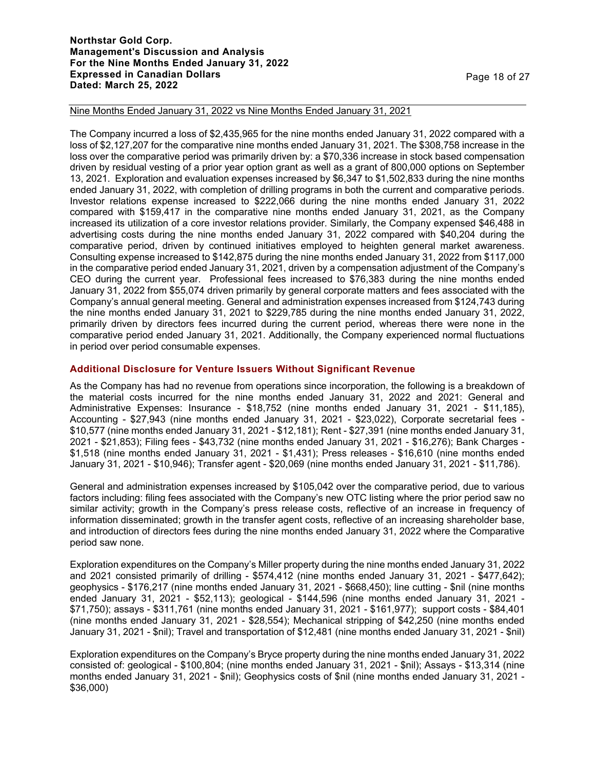Nine Months Ended January 31, 2022 vs Nine Months Ended January 31, 2021

The Company incurred a loss of $2,435,965 for the nine months ended January 31, 2022 compared with a loss of $2,127,207 for the comparative nine months ended January 31, 2021. The $308,758 increase in the loss over the comparative period was primarily driven by: a $70,336 increase in stock based compensation driven by residual vesting of a prior year option grant as well as a grant of 800,000 options on September 13, 2021. Exploration and evaluation expenses increased by $6,347 to $1,502,833 during the nine months ended January 31, 2022, with completion of drilling programs in both the current and comparative periods. Investor relations expense increased to $222,066 during the nine months ended January 31, 2022 compared with $159,417 in the comparative nine months ended January 31, 2021, as the Company increased its utilization of a core investor relations provider. Similarly, the Company expensed $46,488 in advertising costs during the nine months ended January 31, 2022 compared with $40,204 during the comparative period, driven by continued initiatives employed to heighten general market awareness. Consulting expense increased to $142,875 during the nine months ended January 31, 2022 from $117,000 in the comparative period ended January 31, 2021, driven by a compensation adjustment of the Company's CEO during the current year. Professional fees increased to $76,383 during the nine months ended January 31, 2022 from $55,074 driven primarily by general corporate matters and fees associated with the Company's annual general meeting. General and administration expenses increased from $124,743 during the nine months ended January 31, 2021 to $229,785 during the nine months ended January 31, 2022, primarily driven by directors fees incurred during the current period, whereas there were none in the comparative period ended January 31, 2021. Additionally, the Company experienced normal fluctuations in period over period consumable expenses.

## Additional Disclosure for Venture Issuers Without Significant Revenue

As the Company has had no revenue from operations since incorporation, the following is a breakdown of the material costs incurred for the nine months ended January 31, 2022 and 2021: General and Administrative Expenses: Insurance - $18,752 (nine months ended January 31, 2021 - $11,185), Accounting - $27,943 (nine months ended January 31, 2021 - $23,022), Corporate secretarial fees - $10,577 (nine months ended January 31, 2021 - $12,181); Rent - $27,391 (nine months ended January 31, 2021 - $21,853); Filing fees - $43,732 (nine months ended January 31, 2021 - $16,276); Bank Charges - $1,518 (nine months ended January 31, 2021 - $1,431); Press releases - $16,610 (nine months ended January 31, 2021 - $10,946); Transfer agent - $20,069 (nine months ended January 31, 2021 - $11,786).

General and administration expenses increased by $105,042 over the comparative period, due to various factors including: filing fees associated with the Company's new OTC listing where the prior period saw no similar activity; growth in the Company's press release costs, reflective of an increase in frequency of information disseminated; growth in the transfer agent costs, reflective of an increasing shareholder base, and introduction of directors fees during the nine months ended January 31, 2022 where the Comparative period saw none.

Exploration expenditures on the Company's Miller property during the nine months ended January 31, 2022 and 2021 consisted primarily of drilling - $574,412 (nine months ended January 31, 2021 - $477,642); geophysics - $176,217 (nine months ended January 31, 2021 - $668,450); line cutting - $nil (nine months ended January 31, 2021 - $52,113); geological - $144,596 (nine months ended January 31, 2021 - $71,750); assays - $311,761 (nine months ended January 31, 2021 - $161,977); support costs - $84,401 (nine months ended January 31, 2021 - $28,554); Mechanical stripping of $42,250 (nine months ended January 31, 2021 - $nil); Travel and transportation of $12,481 (nine months ended January 31, 2021 - $nil)

Exploration expenditures on the Company's Bryce property during the nine months ended January 31, 2022 consisted of: geological - $100,804; (nine months ended January 31, 2021 - $nil); Assays - $13,314 (nine months ended January 31, 2021 - $nil); Geophysics costs of $nil (nine months ended January 31, 2021 - $36,000)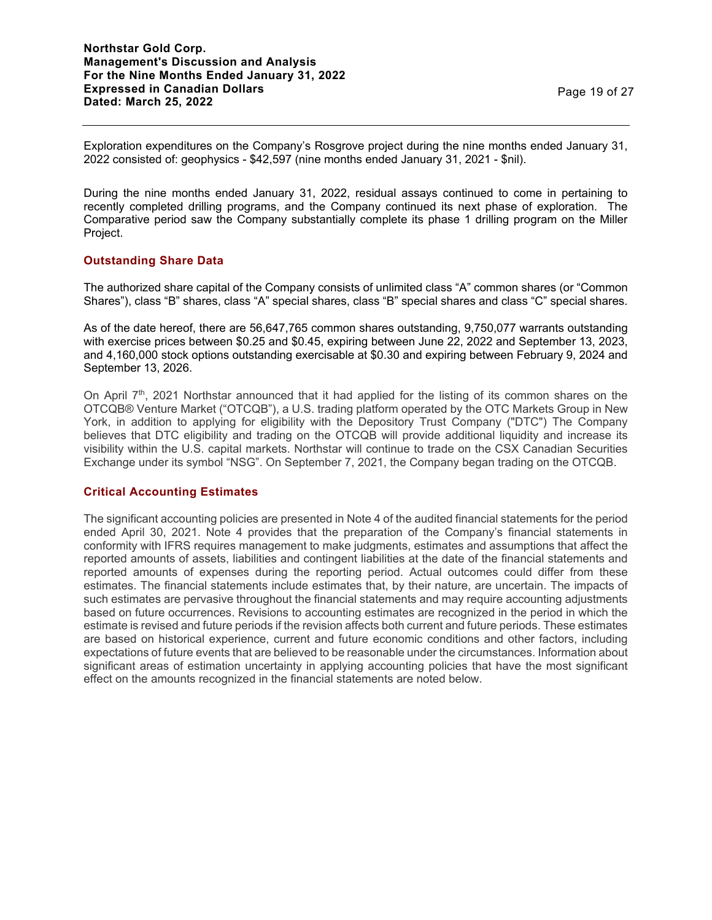Exploration expenditures on the Company's Rosgrove project during the nine months ended January 31, 2022 consisted of: geophysics - $42,597 (nine months ended January 31, 2021 - $nil).

During the nine months ended January 31, 2022, residual assays continued to come in pertaining to recently completed drilling programs, and the Company continued its next phase of exploration. The Comparative period saw the Company substantially complete its phase 1 drilling program on the Miller Project.

## Outstanding Share Data

The authorized share capital of the Company consists of unlimited class "A" common shares (or "Common Shares"), class "B" shares, class "A" special shares, class "B" special shares and class "C" special shares.

As of the date hereof, there are 56,647,765 common shares outstanding, 9,750,077 warrants outstanding with exercise prices between $0.25 and $0.45, expiring between June 22, 2022 and September 13, 2023, and 4,160,000 stock options outstanding exercisable at $0.30 and expiring between February 9, 2024 and September 13, 2026.

On April 7th, 2021 Northstar announced that it had applied for the listing of its common shares on the OTCQB® Venture Market ("OTCQB"), a U.S. trading platform operated by the OTC Markets Group in New York, in addition to applying for eligibility with the Depository Trust Company ("DTC") The Company believes that DTC eligibility and trading on the OTCQB will provide additional liquidity and increase its visibility within the U.S. capital markets. Northstar will continue to trade on the CSX Canadian Securities Exchange under its symbol "NSG". On September 7, 2021, the Company began trading on the OTCQB.

## Critical Accounting Estimates

The significant accounting policies are presented in Note 4 of the audited financial statements for the period ended April 30, 2021. Note 4 provides that the preparation of the Company's financial statements in conformity with IFRS requires management to make judgments, estimates and assumptions that affect the reported amounts of assets, liabilities and contingent liabilities at the date of the financial statements and reported amounts of expenses during the reporting period. Actual outcomes could differ from these estimates. The financial statements include estimates that, by their nature, are uncertain. The impacts of such estimates are pervasive throughout the financial statements and may require accounting adjustments based on future occurrences. Revisions to accounting estimates are recognized in the period in which the estimate is revised and future periods if the revision affects both current and future periods. These estimates are based on historical experience, current and future economic conditions and other factors, including expectations of future events that are believed to be reasonable under the circumstances. Information about significant areas of estimation uncertainty in applying accounting policies that have the most significant effect on the amounts recognized in the financial statements are noted below.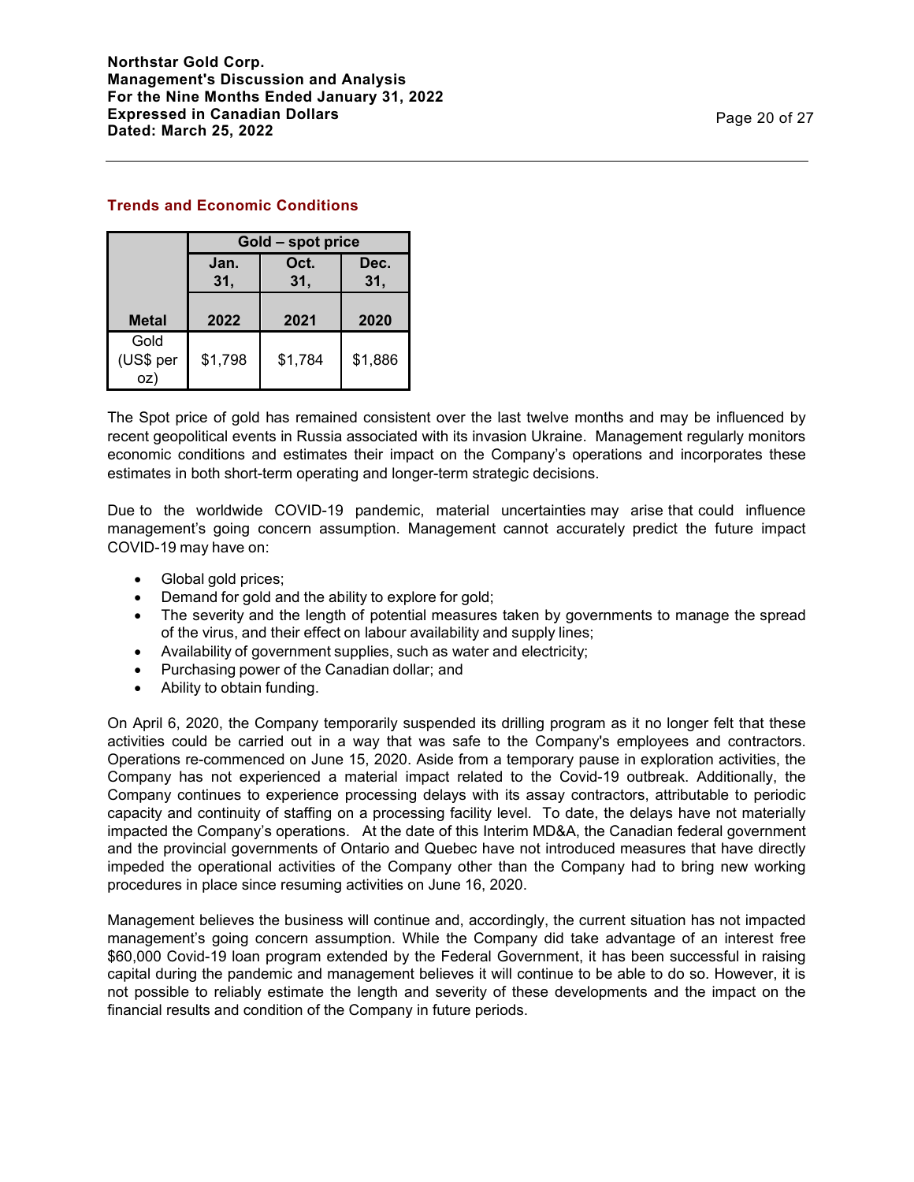## Trends and Economic Conditions

| | Gold – spot price | | |
|---|---|---|---|
| Metal | Jan. 31, 2022 | Oct. 31, 2021 | Dec. 31, 2020 |
| Gold (US$ per oz) | $1,798 | $1,784 | $1,886 |

The Spot price of gold has remained consistent over the last twelve months and may be influenced by recent geopolitical events in Russia associated with its invasion Ukraine. Management regularly monitors economic conditions and estimates their impact on the Company's operations and incorporates these estimates in both short-term operating and longer-term strategic decisions.

Due to the worldwide COVID-19 pandemic, material uncertainties may arise that could influence management's going concern assumption. Management cannot accurately predict the future impact COVID-19 may have on:

- Global gold prices;
- Demand for gold and the ability to explore for gold;
- The severity and the length of potential measures taken by governments to manage the spread of the virus, and their effect on labour availability and supply lines;
- Availability of government supplies, such as water and electricity;
- Purchasing power of the Canadian dollar; and
- Ability to obtain funding.

On April 6, 2020, the Company temporarily suspended its drilling program as it no longer felt that these activities could be carried out in a way that was safe to the Company's employees and contractors. Operations re-commenced on June 15, 2020. Aside from a temporary pause in exploration activities, the Company has not experienced a material impact related to the Covid-19 outbreak. Additionally, the Company continues to experience processing delays with its assay contractors, attributable to periodic capacity and continuity of staffing on a processing facility level. To date, the delays have not materially impacted the Company's operations. At the date of this Interim MD&A, the Canadian federal government and the provincial governments of Ontario and Quebec have not introduced measures that have directly impeded the operational activities of the Company other than the Company had to bring new working procedures in place since resuming activities on June 16, 2020.

Management believes the business will continue and, accordingly, the current situation has not impacted management's going concern assumption. While the Company did take advantage of an interest free $60,000 Covid-19 loan program extended by the Federal Government, it has been successful in raising capital during the pandemic and management believes it will continue to be able to do so. However, it is not possible to reliably estimate the length and severity of these developments and the impact on the financial results and condition of the Company in future periods.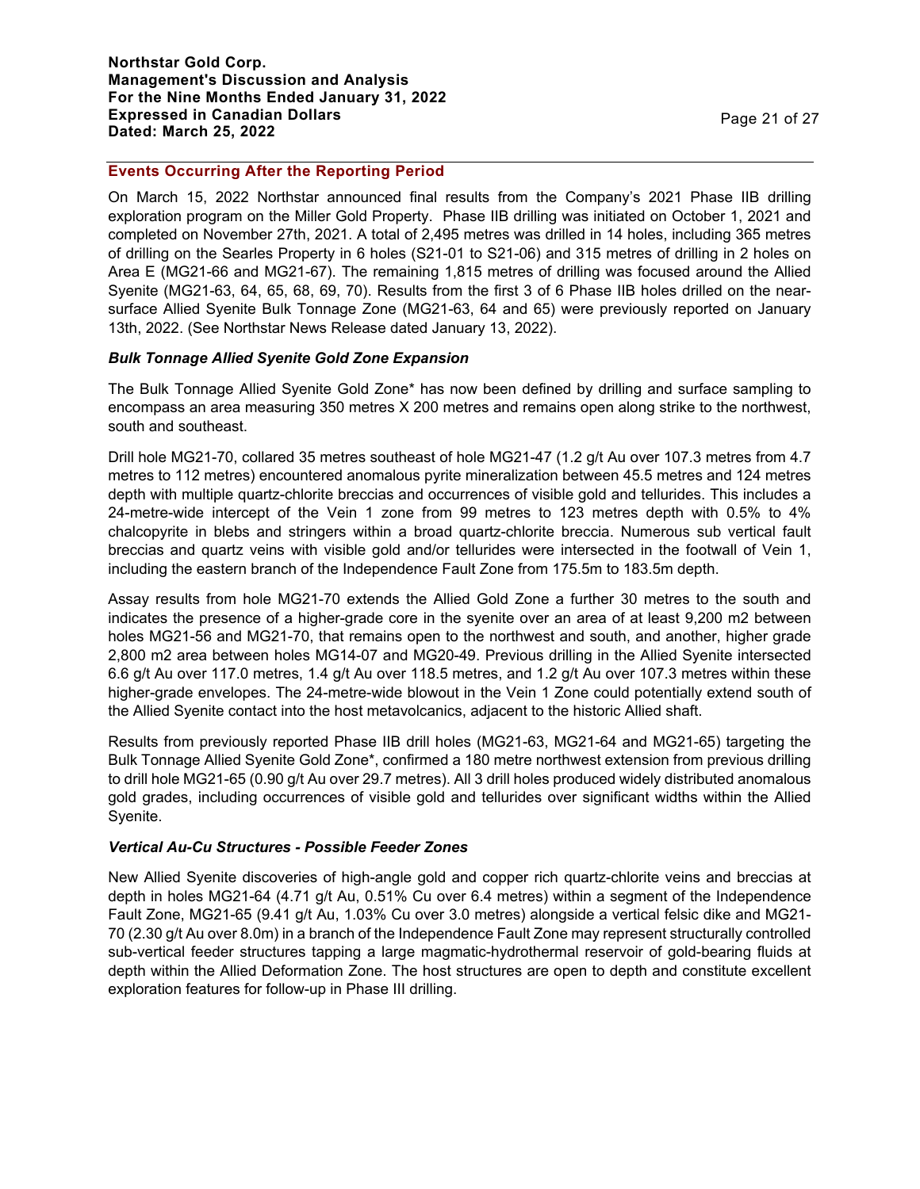## Events Occurring After the Reporting Period

On March 15, 2022 Northstar announced final results from the Company's 2021 Phase IIB drilling exploration program on the Miller Gold Property. Phase IIB drilling was initiated on October 1, 2021 and completed on November 27th, 2021. A total of 2,495 metres was drilled in 14 holes, including 365 metres of drilling on the Searles Property in 6 holes (S21-01 to S21-06) and 315 metres of drilling in 2 holes on Area E (MG21-66 and MG21-67). The remaining 1,815 metres of drilling was focused around the Allied Syenite (MG21-63, 64, 65, 68, 69, 70). Results from the first 3 of 6 Phase IIB holes drilled on the near-surface Allied Syenite Bulk Tonnage Zone (MG21-63, 64 and 65) were previously reported on January 13th, 2022. (See Northstar News Release dated January 13, 2022).

### *Bulk Tonnage Allied Syenite Gold Zone Expansion*

The Bulk Tonnage Allied Syenite Gold Zone* has now been defined by drilling and surface sampling to encompass an area measuring 350 metres X 200 metres and remains open along strike to the northwest, south and southeast.

Drill hole MG21-70, collared 35 metres southeast of hole MG21-47 (1.2 g/t Au over 107.3 metres from 4.7 metres to 112 metres) encountered anomalous pyrite mineralization between 45.5 metres and 124 metres depth with multiple quartz-chlorite breccias and occurrences of visible gold and tellurides. This includes a 24-metre-wide intercept of the Vein 1 zone from 99 metres to 123 metres depth with 0.5% to 4% chalcopyrite in blebs and stringers within a broad quartz-chlorite breccia. Numerous sub vertical fault breccias and quartz veins with visible gold and/or tellurides were intersected in the footwall of Vein 1, including the eastern branch of the Independence Fault Zone from 175.5m to 183.5m depth.

Assay results from hole MG21-70 extends the Allied Gold Zone a further 30 metres to the south and indicates the presence of a higher-grade core in the syenite over an area of at least 9,200 m2 between holes MG21-56 and MG21-70, that remains open to the northwest and south, and another, higher grade 2,800 m2 area between holes MG14-07 and MG20-49. Previous drilling in the Allied Syenite intersected 6.6 g/t Au over 117.0 metres, 1.4 g/t Au over 118.5 metres, and 1.2 g/t Au over 107.3 metres within these higher-grade envelopes. The 24-metre-wide blowout in the Vein 1 Zone could potentially extend south of the Allied Syenite contact into the host metavolcanics, adjacent to the historic Allied shaft.

Results from previously reported Phase IIB drill holes (MG21-63, MG21-64 and MG21-65) targeting the Bulk Tonnage Allied Syenite Gold Zone*, confirmed a 180 metre northwest extension from previous drilling to drill hole MG21-65 (0.90 g/t Au over 29.7 metres). All 3 drill holes produced widely distributed anomalous gold grades, including occurrences of visible gold and tellurides over significant widths within the Allied Syenite.

### *Vertical Au-Cu Structures - Possible Feeder Zones*

New Allied Syenite discoveries of high-angle gold and copper rich quartz-chlorite veins and breccias at depth in holes MG21-64 (4.71 g/t Au, 0.51% Cu over 6.4 metres) within a segment of the Independence Fault Zone, MG21-65 (9.41 g/t Au, 1.03% Cu over 3.0 metres) alongside a vertical felsic dike and MG21-70 (2.30 g/t Au over 8.0m) in a branch of the Independence Fault Zone may represent structurally controlled sub-vertical feeder structures tapping a large magmatic-hydrothermal reservoir of gold-bearing fluids at depth within the Allied Deformation Zone. The host structures are open to depth and constitute excellent exploration features for follow-up in Phase III drilling.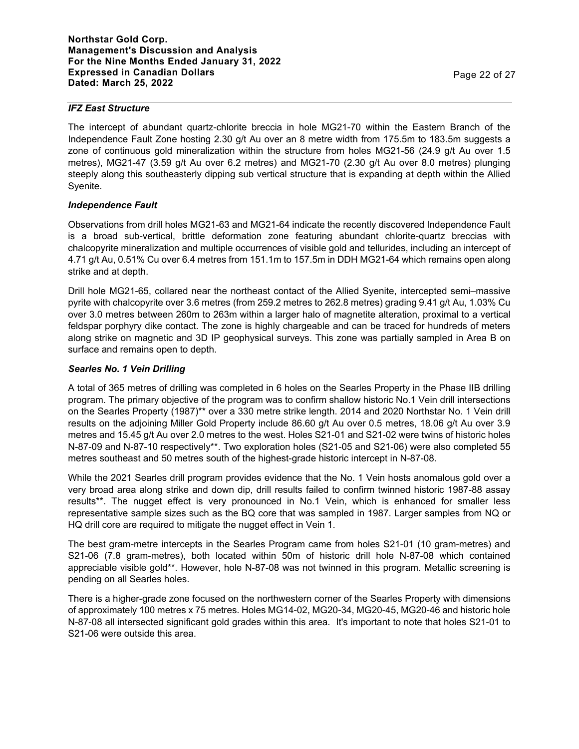### *IFZ East Structure*

The intercept of abundant quartz-chlorite breccia in hole MG21-70 within the Eastern Branch of the Independence Fault Zone hosting 2.30 g/t Au over an 8 metre width from 175.5m to 183.5m suggests a zone of continuous gold mineralization within the structure from holes MG21-56 (24.9 g/t Au over 1.5 metres), MG21-47 (3.59 g/t Au over 6.2 metres) and MG21-70 (2.30 g/t Au over 8.0 metres) plunging steeply along this southeasterly dipping sub vertical structure that is expanding at depth within the Allied Syenite.

### *Independence Fault*

Observations from drill holes MG21-63 and MG21-64 indicate the recently discovered Independence Fault is a broad sub-vertical, brittle deformation zone featuring abundant chlorite-quartz breccias with chalcopyrite mineralization and multiple occurrences of visible gold and tellurides, including an intercept of 4.71 g/t Au, 0.51% Cu over 6.4 metres from 151.1m to 157.5m in DDH MG21-64 which remains open along strike and at depth.

Drill hole MG21-65, collared near the northeast contact of the Allied Syenite, intercepted semi–massive pyrite with chalcopyrite over 3.6 metres (from 259.2 metres to 262.8 metres) grading 9.41 g/t Au, 1.03% Cu over 3.0 metres between 260m to 263m within a larger halo of magnetite alteration, proximal to a vertical feldspar porphyry dike contact. The zone is highly chargeable and can be traced for hundreds of meters along strike on magnetic and 3D IP geophysical surveys. This zone was partially sampled in Area B on surface and remains open to depth.

### *Searles No. 1 Vein Drilling*

A total of 365 metres of drilling was completed in 6 holes on the Searles Property in the Phase IIB drilling program. The primary objective of the program was to confirm shallow historic No.1 Vein drill intersections on the Searles Property (1987)** over a 330 metre strike length. 2014 and 2020 Northstar No. 1 Vein drill results on the adjoining Miller Gold Property include 86.60 g/t Au over 0.5 metres, 18.06 g/t Au over 3.9 metres and 15.45 g/t Au over 2.0 metres to the west. Holes S21-01 and S21-02 were twins of historic holes N-87-09 and N-87-10 respectively**. Two exploration holes (S21-05 and S21-06) were also completed 55 metres southeast and 50 metres south of the highest-grade historic intercept in N-87-08.

While the 2021 Searles drill program provides evidence that the No. 1 Vein hosts anomalous gold over a very broad area along strike and down dip, drill results failed to confirm twinned historic 1987-88 assay results**. The nugget effect is very pronounced in No.1 Vein, which is enhanced for smaller less representative sample sizes such as the BQ core that was sampled in 1987. Larger samples from NQ or HQ drill core are required to mitigate the nugget effect in Vein 1.

The best gram-metre intercepts in the Searles Program came from holes S21-01 (10 gram-metres) and S21-06 (7.8 gram-metres), both located within 50m of historic drill hole N-87-08 which contained appreciable visible gold**. However, hole N-87-08 was not twinned in this program. Metallic screening is pending on all Searles holes.

There is a higher-grade zone focused on the northwestern corner of the Searles Property with dimensions of approximately 100 metres x 75 metres. Holes MG14-02, MG20-34, MG20-45, MG20-46 and historic hole N-87-08 all intersected significant gold grades within this area. It's important to note that holes S21-01 to S21-06 were outside this area.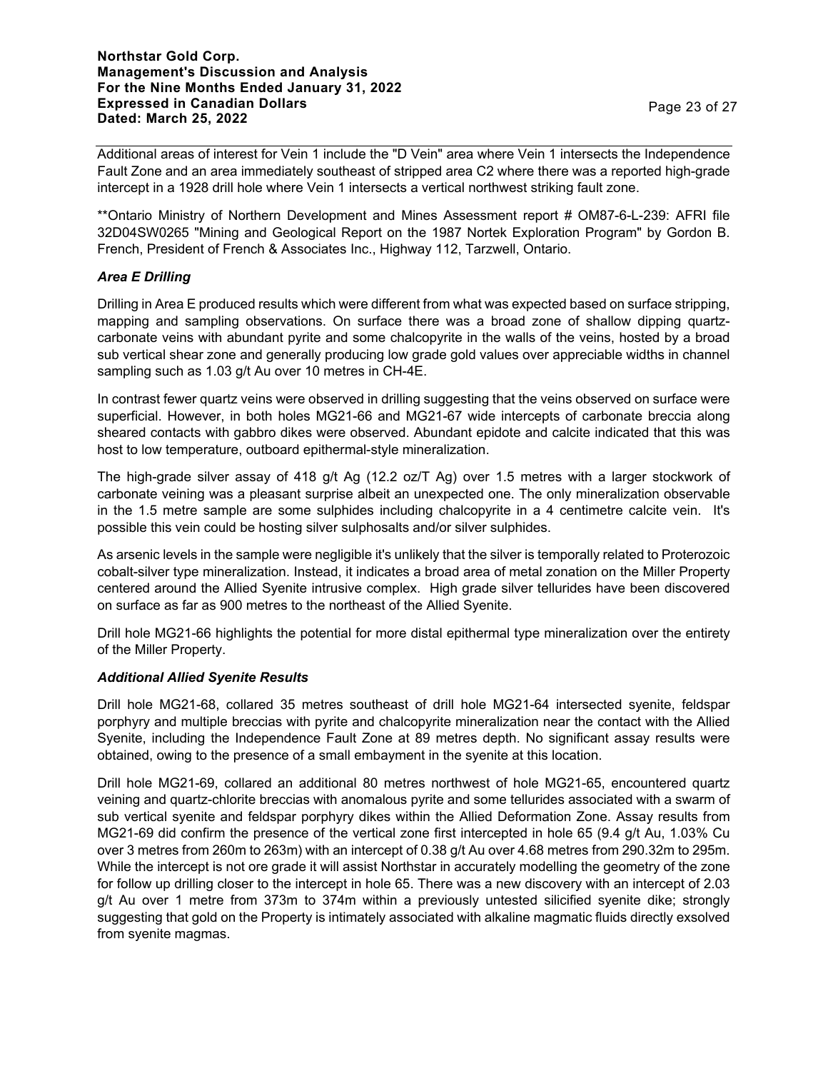Additional areas of interest for Vein 1 include the "D Vein" area where Vein 1 intersects the Independence Fault Zone and an area immediately southeast of stripped area C2 where there was a reported high-grade intercept in a 1928 drill hole where Vein 1 intersects a vertical northwest striking fault zone.

**Ontario Ministry of Northern Development and Mines Assessment report # OM87-6-L-239: AFRI file 32D04SW0265 "Mining and Geological Report on the 1987 Nortek Exploration Program" by Gordon B. French, President of French & Associates Inc., Highway 112, Tarzwell, Ontario.

### *Area E Drilling*

Drilling in Area E produced results which were different from what was expected based on surface stripping, mapping and sampling observations. On surface there was a broad zone of shallow dipping quartz-carbonate veins with abundant pyrite and some chalcopyrite in the walls of the veins, hosted by a broad sub vertical shear zone and generally producing low grade gold values over appreciable widths in channel sampling such as 1.03 g/t Au over 10 metres in CH-4E.

In contrast fewer quartz veins were observed in drilling suggesting that the veins observed on surface were superficial. However, in both holes MG21-66 and MG21-67 wide intercepts of carbonate breccia along sheared contacts with gabbro dikes were observed. Abundant epidote and calcite indicated that this was host to low temperature, outboard epithermal-style mineralization.

The high-grade silver assay of 418 g/t Ag (12.2 oz/T Ag) over 1.5 metres with a larger stockwork of carbonate veining was a pleasant surprise albeit an unexpected one. The only mineralization observable in the 1.5 metre sample are some sulphides including chalcopyrite in a 4 centimetre calcite vein. It's possible this vein could be hosting silver sulphosalts and/or silver sulphides.

As arsenic levels in the sample were negligible it's unlikely that the silver is temporally related to Proterozoic cobalt-silver type mineralization. Instead, it indicates a broad area of metal zonation on the Miller Property centered around the Allied Syenite intrusive complex. High grade silver tellurides have been discovered on surface as far as 900 metres to the northeast of the Allied Syenite.

Drill hole MG21-66 highlights the potential for more distal epithermal type mineralization over the entirety of the Miller Property.

### *Additional Allied Syenite Results*

Drill hole MG21-68, collared 35 metres southeast of drill hole MG21-64 intersected syenite, feldspar porphyry and multiple breccias with pyrite and chalcopyrite mineralization near the contact with the Allied Syenite, including the Independence Fault Zone at 89 metres depth. No significant assay results were obtained, owing to the presence of a small embayment in the syenite at this location.

Drill hole MG21-69, collared an additional 80 metres northwest of hole MG21-65, encountered quartz veining and quartz-chlorite breccias with anomalous pyrite and some tellurides associated with a swarm of sub vertical syenite and feldspar porphyry dikes within the Allied Deformation Zone. Assay results from MG21-69 did confirm the presence of the vertical zone first intercepted in hole 65 (9.4 g/t Au, 1.03% Cu over 3 metres from 260m to 263m) with an intercept of 0.38 g/t Au over 4.68 metres from 290.32m to 295m. While the intercept is not ore grade it will assist Northstar in accurately modelling the geometry of the zone for follow up drilling closer to the intercept in hole 65. There was a new discovery with an intercept of 2.03 g/t Au over 1 metre from 373m to 374m within a previously untested silicified syenite dike; strongly suggesting that gold on the Property is intimately associated with alkaline magmatic fluids directly exsolved from syenite magmas.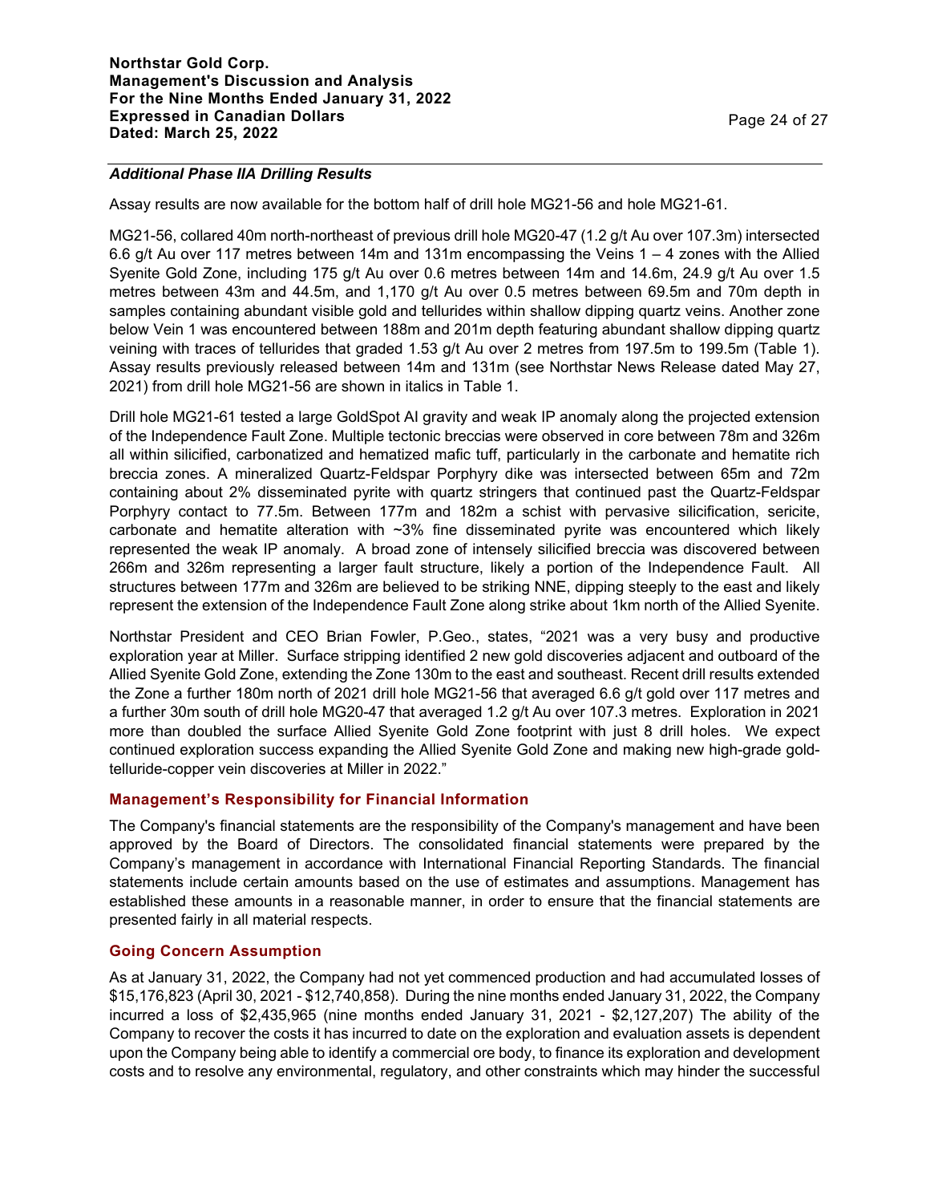### *Additional Phase IIA Drilling Results*

Assay results are now available for the bottom half of drill hole MG21-56 and hole MG21-61.

MG21-56, collared 40m north-northeast of previous drill hole MG20-47 (1.2 g/t Au over 107.3m) intersected 6.6 g/t Au over 117 metres between 14m and 131m encompassing the Veins 1 – 4 zones with the Allied Syenite Gold Zone, including 175 g/t Au over 0.6 metres between 14m and 14.6m, 24.9 g/t Au over 1.5 metres between 43m and 44.5m, and 1,170 g/t Au over 0.5 metres between 69.5m and 70m depth in samples containing abundant visible gold and tellurides within shallow dipping quartz veins. Another zone below Vein 1 was encountered between 188m and 201m depth featuring abundant shallow dipping quartz veining with traces of tellurides that graded 1.53 g/t Au over 2 metres from 197.5m to 199.5m (Table 1). Assay results previously released between 14m and 131m (see Northstar News Release dated May 27, 2021) from drill hole MG21-56 are shown in italics in Table 1.

Drill hole MG21-61 tested a large GoldSpot AI gravity and weak IP anomaly along the projected extension of the Independence Fault Zone. Multiple tectonic breccias were observed in core between 78m and 326m all within silicified, carbonatized and hematized mafic tuff, particularly in the carbonate and hematite rich breccia zones. A mineralized Quartz-Feldspar Porphyry dike was intersected between 65m and 72m containing about 2% disseminated pyrite with quartz stringers that continued past the Quartz-Feldspar Porphyry contact to 77.5m. Between 177m and 182m a schist with pervasive silicification, sericite, carbonate and hematite alteration with ~3% fine disseminated pyrite was encountered which likely represented the weak IP anomaly. A broad zone of intensely silicified breccia was discovered between 266m and 326m representing a larger fault structure, likely a portion of the Independence Fault. All structures between 177m and 326m are believed to be striking NNE, dipping steeply to the east and likely represent the extension of the Independence Fault Zone along strike about 1km north of the Allied Syenite.

Northstar President and CEO Brian Fowler, P.Geo., states, "2021 was a very busy and productive exploration year at Miller. Surface stripping identified 2 new gold discoveries adjacent and outboard of the Allied Syenite Gold Zone, extending the Zone 130m to the east and southeast. Recent drill results extended the Zone a further 180m north of 2021 drill hole MG21-56 that averaged 6.6 g/t gold over 117 metres and a further 30m south of drill hole MG20-47 that averaged 1.2 g/t Au over 107.3 metres. Exploration in 2021 more than doubled the surface Allied Syenite Gold Zone footprint with just 8 drill holes. We expect continued exploration success expanding the Allied Syenite Gold Zone and making new high-grade gold-telluride-copper vein discoveries at Miller in 2022."

## Management's Responsibility for Financial Information

The Company's financial statements are the responsibility of the Company's management and have been approved by the Board of Directors. The consolidated financial statements were prepared by the Company's management in accordance with International Financial Reporting Standards. The financial statements include certain amounts based on the use of estimates and assumptions. Management has established these amounts in a reasonable manner, in order to ensure that the financial statements are presented fairly in all material respects.

## Going Concern Assumption

As at January 31, 2022, the Company had not yet commenced production and had accumulated losses of $15,176,823 (April 30, 2021 - $12,740,858). During the nine months ended January 31, 2022, the Company incurred a loss of $2,435,965 (nine months ended January 31, 2021 - $2,127,207) The ability of the Company to recover the costs it has incurred to date on the exploration and evaluation assets is dependent upon the Company being able to identify a commercial ore body, to finance its exploration and development costs and to resolve any environmental, regulatory, and other constraints which may hinder the successful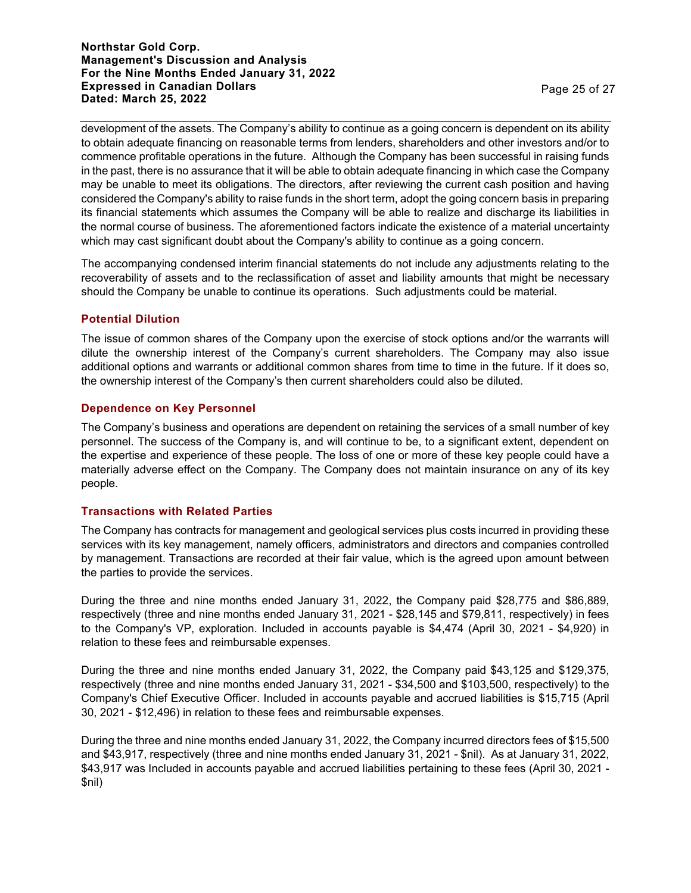development of the assets. The Company's ability to continue as a going concern is dependent on its ability to obtain adequate financing on reasonable terms from lenders, shareholders and other investors and/or to commence profitable operations in the future. Although the Company has been successful in raising funds in the past, there is no assurance that it will be able to obtain adequate financing in which case the Company may be unable to meet its obligations. The directors, after reviewing the current cash position and having considered the Company's ability to raise funds in the short term, adopt the going concern basis in preparing its financial statements which assumes the Company will be able to realize and discharge its liabilities in the normal course of business. The aforementioned factors indicate the existence of a material uncertainty which may cast significant doubt about the Company's ability to continue as a going concern.

The accompanying condensed interim financial statements do not include any adjustments relating to the recoverability of assets and to the reclassification of asset and liability amounts that might be necessary should the Company be unable to continue its operations. Such adjustments could be material.

### Potential Dilution

The issue of common shares of the Company upon the exercise of stock options and/or the warrants will dilute the ownership interest of the Company's current shareholders. The Company may also issue additional options and warrants or additional common shares from time to time in the future. If it does so, the ownership interest of the Company's then current shareholders could also be diluted.

### Dependence on Key Personnel

The Company's business and operations are dependent on retaining the services of a small number of key personnel. The success of the Company is, and will continue to be, to a significant extent, dependent on the expertise and experience of these people. The loss of one or more of these key people could have a materially adverse effect on the Company. The Company does not maintain insurance on any of its key people.

### Transactions with Related Parties

The Company has contracts for management and geological services plus costs incurred in providing these services with its key management, namely officers, administrators and directors and companies controlled by management. Transactions are recorded at their fair value, which is the agreed upon amount between the parties to provide the services.

During the three and nine months ended January 31, 2022, the Company paid $28,775 and $86,889, respectively (three and nine months ended January 31, 2021 - $28,145 and $79,811, respectively) in fees to the Company's VP, exploration. Included in accounts payable is $4,474 (April 30, 2021 - $4,920) in relation to these fees and reimbursable expenses.

During the three and nine months ended January 31, 2022, the Company paid $43,125 and $129,375, respectively (three and nine months ended January 31, 2021 - $34,500 and $103,500, respectively) to the Company's Chief Executive Officer. Included in accounts payable and accrued liabilities is $15,715 (April 30, 2021 - $12,496) in relation to these fees and reimbursable expenses.

During the three and nine months ended January 31, 2022, the Company incurred directors fees of $15,500 and $43,917, respectively (three and nine months ended January 31, 2021 - $nil). As at January 31, 2022, $43,917 was Included in accounts payable and accrued liabilities pertaining to these fees (April 30, 2021 - $nil)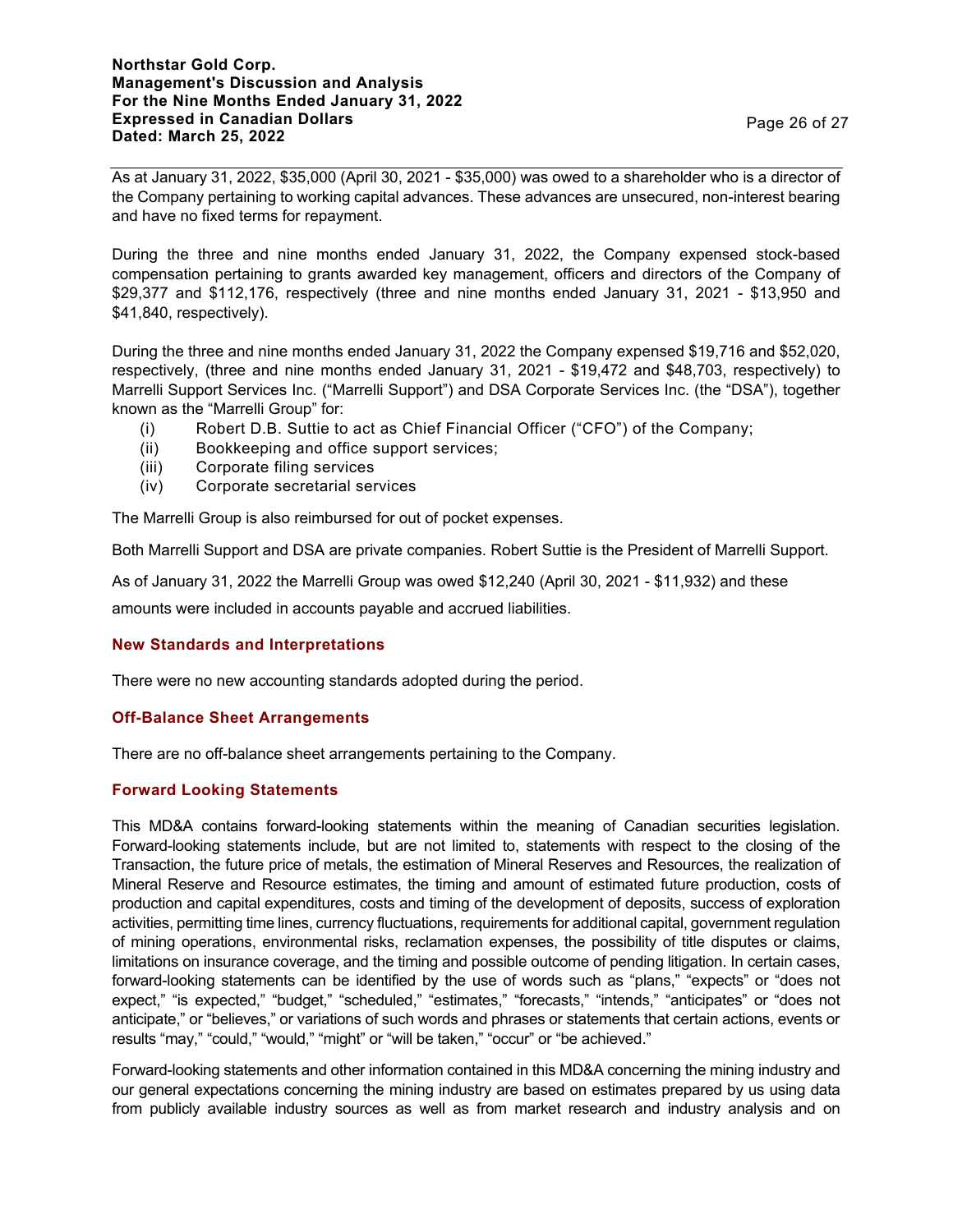As at January 31, 2022, $35,000 (April 30, 2021 - $35,000) was owed to a shareholder who is a director of the Company pertaining to working capital advances. These advances are unsecured, non-interest bearing and have no fixed terms for repayment.

During the three and nine months ended January 31, 2022, the Company expensed stock-based compensation pertaining to grants awarded key management, officers and directors of the Company of $29,377 and $112,176, respectively (three and nine months ended January 31, 2021 - $13,950 and $41,840, respectively).

During the three and nine months ended January 31, 2022 the Company expensed $19,716 and $52,020, respectively, (three and nine months ended January 31, 2021 - $19,472 and $48,703, respectively) to Marrelli Support Services Inc. ("Marrelli Support") and DSA Corporate Services Inc. (the "DSA"), together known as the "Marrelli Group" for:

(i) Robert D.B. Suttie to act as Chief Financial Officer ("CFO") of the Company;
(ii) Bookkeeping and office support services;
(iii) Corporate filing services
(iv) Corporate secretarial services

The Marrelli Group is also reimbursed for out of pocket expenses.

Both Marrelli Support and DSA are private companies. Robert Suttie is the President of Marrelli Support.

As of January 31, 2022 the Marrelli Group was owed $12,240 (April 30, 2021 - $11,932) and these amounts were included in accounts payable and accrued liabilities.

## New Standards and Interpretations

There were no new accounting standards adopted during the period.

## Off-Balance Sheet Arrangements

There are no off-balance sheet arrangements pertaining to the Company.

## Forward Looking Statements

This MD&A contains forward-looking statements within the meaning of Canadian securities legislation. Forward-looking statements include, but are not limited to, statements with respect to the closing of the Transaction, the future price of metals, the estimation of Mineral Reserves and Resources, the realization of Mineral Reserve and Resource estimates, the timing and amount of estimated future production, costs of production and capital expenditures, costs and timing of the development of deposits, success of exploration activities, permitting time lines, currency fluctuations, requirements for additional capital, government regulation of mining operations, environmental risks, reclamation expenses, the possibility of title disputes or claims, limitations on insurance coverage, and the timing and possible outcome of pending litigation. In certain cases, forward-looking statements can be identified by the use of words such as "plans," "expects" or "does not expect," "is expected," "budget," "scheduled," "estimates," "forecasts," "intends," "anticipates" or "does not anticipate," or "believes," or variations of such words and phrases or statements that certain actions, events or results "may," "could," "would," "might" or "will be taken," "occur" or "be achieved."

Forward-looking statements and other information contained in this MD&A concerning the mining industry and our general expectations concerning the mining industry are based on estimates prepared by us using data from publicly available industry sources as well as from market research and industry analysis and on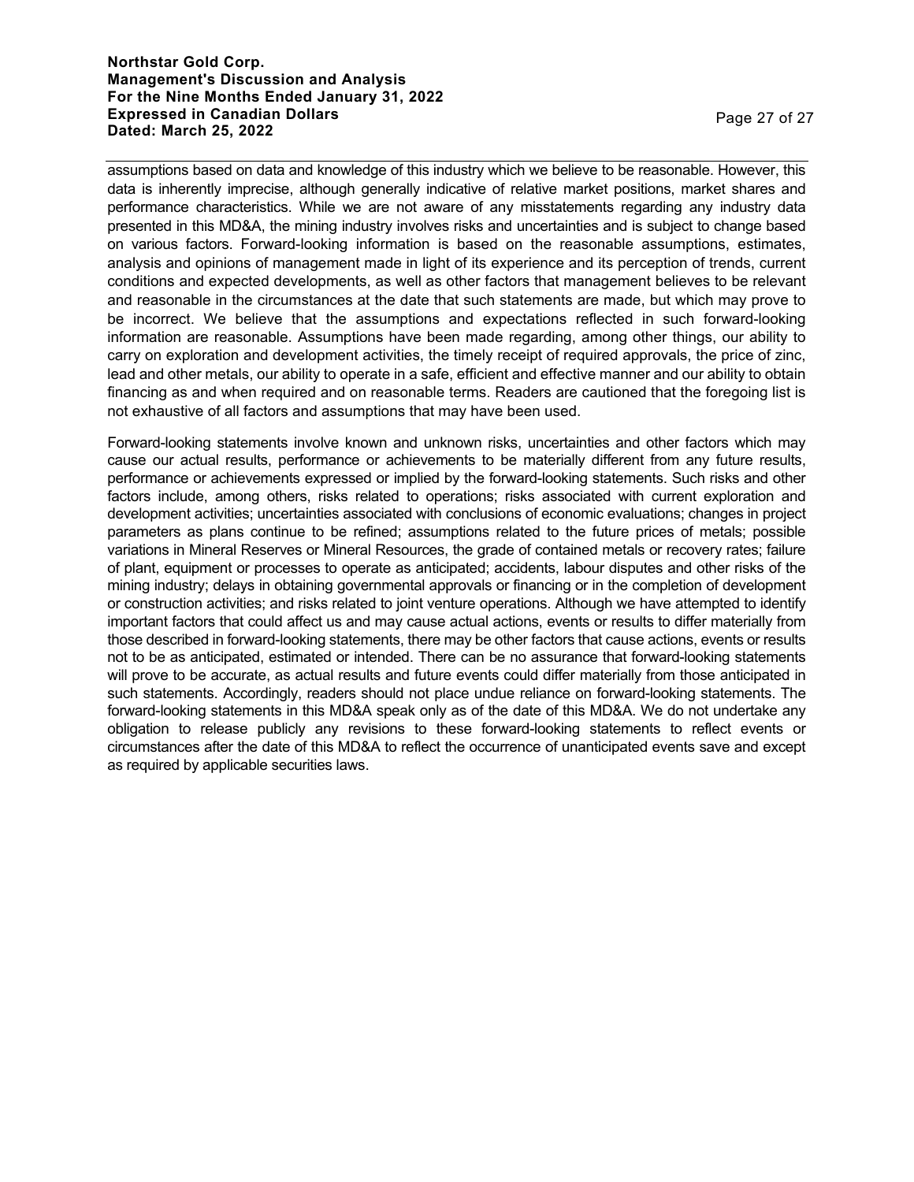assumptions based on data and knowledge of this industry which we believe to be reasonable. However, this data is inherently imprecise, although generally indicative of relative market positions, market shares and performance characteristics. While we are not aware of any misstatements regarding any industry data presented in this MD&A, the mining industry involves risks and uncertainties and is subject to change based on various factors. Forward-looking information is based on the reasonable assumptions, estimates, analysis and opinions of management made in light of its experience and its perception of trends, current conditions and expected developments, as well as other factors that management believes to be relevant and reasonable in the circumstances at the date that such statements are made, but which may prove to be incorrect. We believe that the assumptions and expectations reflected in such forward-looking information are reasonable. Assumptions have been made regarding, among other things, our ability to carry on exploration and development activities, the timely receipt of required approvals, the price of zinc, lead and other metals, our ability to operate in a safe, efficient and effective manner and our ability to obtain financing as and when required and on reasonable terms. Readers are cautioned that the foregoing list is not exhaustive of all factors and assumptions that may have been used.

Forward-looking statements involve known and unknown risks, uncertainties and other factors which may cause our actual results, performance or achievements to be materially different from any future results, performance or achievements expressed or implied by the forward-looking statements. Such risks and other factors include, among others, risks related to operations; risks associated with current exploration and development activities; uncertainties associated with conclusions of economic evaluations; changes in project parameters as plans continue to be refined; assumptions related to the future prices of metals; possible variations in Mineral Reserves or Mineral Resources, the grade of contained metals or recovery rates; failure of plant, equipment or processes to operate as anticipated; accidents, labour disputes and other risks of the mining industry; delays in obtaining governmental approvals or financing or in the completion of development or construction activities; and risks related to joint venture operations. Although we have attempted to identify important factors that could affect us and may cause actual actions, events or results to differ materially from those described in forward-looking statements, there may be other factors that cause actions, events or results not to be as anticipated, estimated or intended. There can be no assurance that forward-looking statements will prove to be accurate, as actual results and future events could differ materially from those anticipated in such statements. Accordingly, readers should not place undue reliance on forward-looking statements. The forward-looking statements in this MD&A speak only as of the date of this MD&A. We do not undertake any obligation to release publicly any revisions to these forward-looking statements to reflect events or circumstances after the date of this MD&A to reflect the occurrence of unanticipated events save and except as required by applicable securities laws.